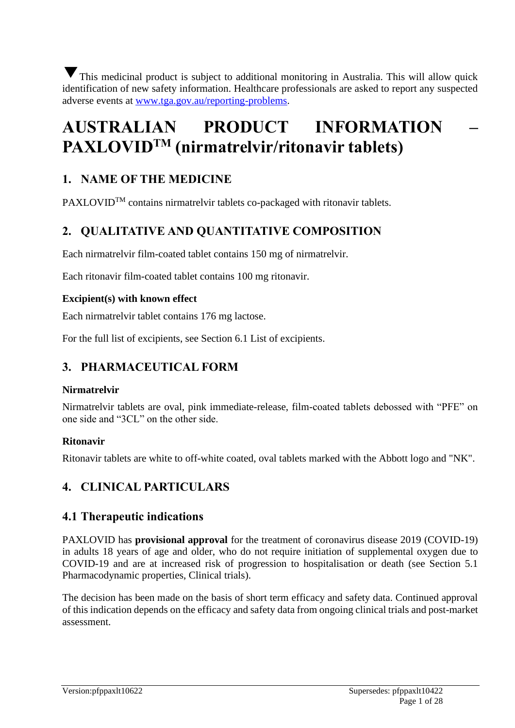▼ This medicinal product is subject to additional monitoring in Australia. This will allow quick identification of new safety information. Healthcare professionals are asked to report any suspected adverse events at [www.tga.gov.au/reporting-problems](http://www.tga.gov.au/reporting-problems).

# AUSTRALIAN PRODUCT INFORMATION – PAXLOVID™ (nirmatrelvir/ritonavir tablets)

## 1. NAME OF THE MEDICINE

PAXLOVID™ contains nirmatrelvir tablets co-packaged with ritonavir tablets.

## 2. QUALITATIVE AND QUANTITATIVE COMPOSITION

Each nirmatrelvir film-coated tablet contains 150 mg of nirmatrelvir.

Each ritonavir film-coated tablet contains 100 mg ritonavir.

### Excipient(s) with known effect

Each nirmatrelvir tablet contains 176 mg lactose.

For the full list of excipients, see Section 6.1 List of excipients.

## 3. PHARMACEUTICAL FORM

### Nirmatrelvir

Nirmatrelvir tablets are oval, pink immediate-release, film-coated tablets debossed with "PFE" on one side and "3CL" on the other side.

### Ritonavir

Ritonavir tablets are white to off-white coated, oval tablets marked with the Abbott logo and "NK".

## 4. CLINICAL PARTICULARS

## 4.1 Therapeutic indications

PAXLOVID has **provisional approval** for the treatment of coronavirus disease 2019 (COVID-19) in adults 18 years of age and older, who do not require initiation of supplemental oxygen due to COVID-19 and are at increased risk of progression to hospitalisation or death (see Section 5.1 Pharmacodynamic properties, Clinical trials).

The decision has been made on the basis of short term efficacy and safety data. Continued approval of this indication depends on the efficacy and safety data from ongoing clinical trials and post-market assessment.

Version:pfppaxlt10622 Supersedes: pfppaxlt10422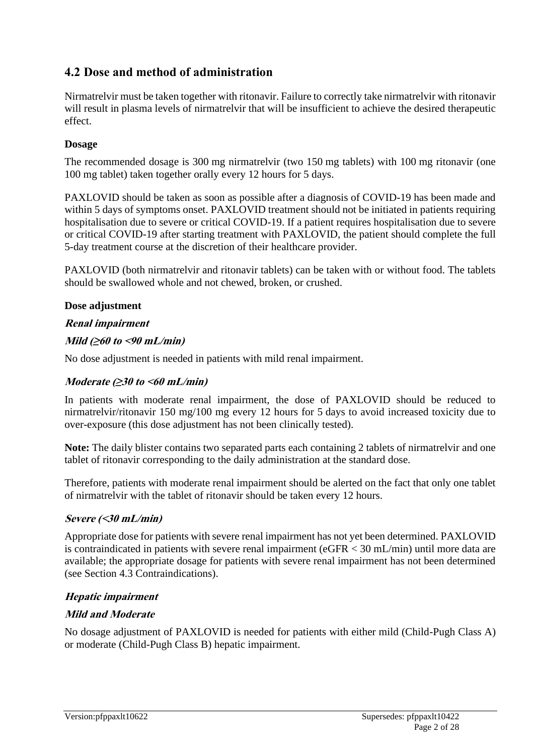## 4.2 Dose and method of administration

Nirmatrelvir must be taken together with ritonavir. Failure to correctly take nirmatrelvir with ritonavir will result in plasma levels of nirmatrelvir that will be insufficient to achieve the desired therapeutic effect.

### Dosage

The recommended dosage is 300 mg nirmatrelvir (two 150 mg tablets) with 100 mg ritonavir (one 100 mg tablet) taken together orally every 12 hours for 5 days.

PAXLOVID should be taken as soon as possible after a diagnosis of COVID-19 has been made and within 5 days of symptoms onset. PAXLOVID treatment should not be initiated in patients requiring hospitalisation due to severe or critical COVID-19. If a patient requires hospitalisation due to severe or critical COVID-19 after starting treatment with PAXLOVID, the patient should complete the full 5-day treatment course at the discretion of their healthcare provider.

PAXLOVID (both nirmatrelvir and ritonavir tablets) can be taken with or without food. The tablets should be swallowed whole and not chewed, broken, or crushed.

### Dose adjustment

#### *Renal impairment*

##### *Mild (≥60 to <90 mL/min)*

No dose adjustment is needed in patients with mild renal impairment.

##### *Moderate (≥30 to <60 mL/min)*

In patients with moderate renal impairment, the dose of PAXLOVID should be reduced to nirmatrelvir/ritonavir 150 mg/100 mg every 12 hours for 5 days to avoid increased toxicity due to over-exposure (this dose adjustment has not been clinically tested).

**Note:** The daily blister contains two separated parts each containing 2 tablets of nirmatrelvir and one tablet of ritonavir corresponding to the daily administration at the standard dose.

Therefore, patients with moderate renal impairment should be alerted on the fact that only one tablet of nirmatrelvir with the tablet of ritonavir should be taken every 12 hours.

##### *Severe (<30 mL/min)*

Appropriate dose for patients with severe renal impairment has not yet been determined. PAXLOVID is contraindicated in patients with severe renal impairment (eGFR < 30 mL/min) until more data are available; the appropriate dosage for patients with severe renal impairment has not been determined (see Section 4.3 Contraindications).

#### *Hepatic impairment*

##### *Mild and Moderate*

No dosage adjustment of PAXLOVID is needed for patients with either mild (Child-Pugh Class A) or moderate (Child-Pugh Class B) hepatic impairment.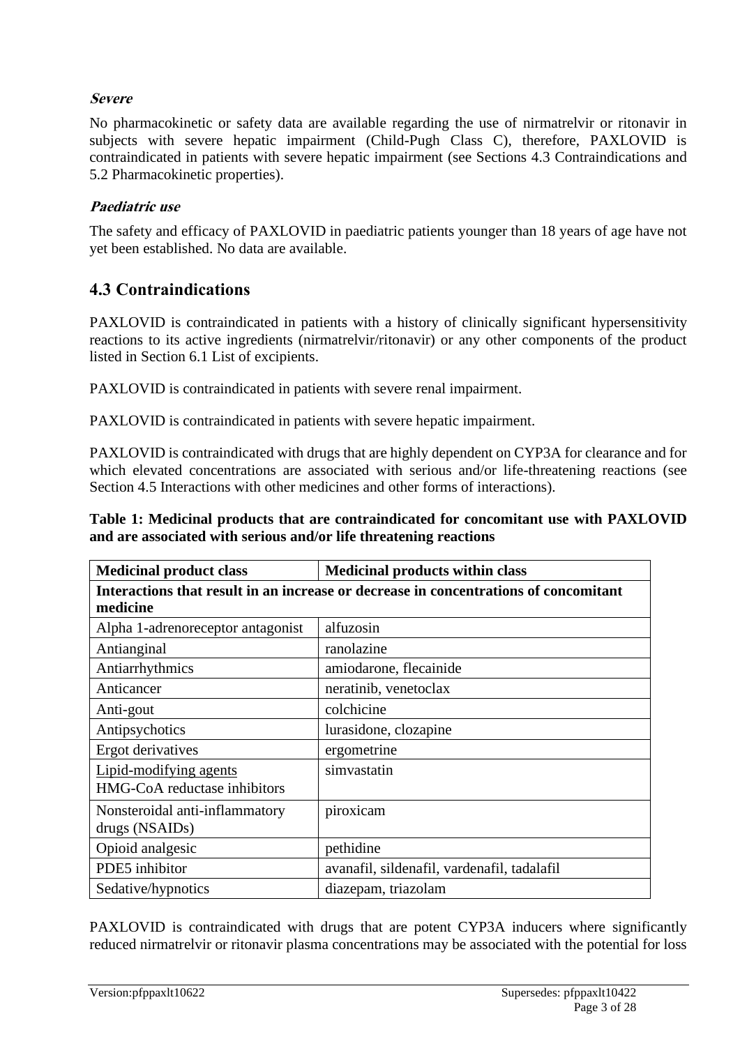***Severe***

No pharmacokinetic or safety data are available regarding the use of nirmatrelvir or ritonavir in subjects with severe hepatic impairment (Child-Pugh Class C), therefore, PAXLOVID is contraindicated in patients with severe hepatic impairment (see Sections 4.3 Contraindications and 5.2 Pharmacokinetic properties).

***Paediatric use***

The safety and efficacy of PAXLOVID in paediatric patients younger than 18 years of age have not yet been established. No data are available.

## 4.3 Contraindications

PAXLOVID is contraindicated in patients with a history of clinically significant hypersensitivity reactions to its active ingredients (nirmatrelvir/ritonavir) or any other components of the product listed in Section 6.1 List of excipients.

PAXLOVID is contraindicated in patients with severe renal impairment.

PAXLOVID is contraindicated in patients with severe hepatic impairment.

PAXLOVID is contraindicated with drugs that are highly dependent on CYP3A for clearance and for which elevated concentrations are associated with serious and/or life-threatening reactions (see Section 4.5 Interactions with other medicines and other forms of interactions).

**Table 1: Medicinal products that are contraindicated for concomitant use with PAXLOVID and are associated with serious and/or life threatening reactions**

| Medicinal product class | Medicinal products within class |
|---|---|
| **Interactions that result in an increase or decrease in concentrations of concomitant medicine** | |
| Alpha 1-adrenoreceptor antagonist | alfuzosin |
| Antianginal | ranolazine |
| Antiarrhythmics | amiodarone, flecainide |
| Anticancer | neratinib, venetoclax |
| Anti-gout | colchicine |
| Antipsychotics | lurasidone, clozapine |
| Ergot derivatives | ergometrine |
| Lipid-modifying agents<br>HMG-CoA reductase inhibitors | simvastatin |
| Nonsteroidal anti-inflammatory drugs (NSAIDs) | piroxicam |
| Opioid analgesic | pethidine |
| PDE5 inhibitor | avanafil, sildenafil, vardenafil, tadalafil |
| Sedative/hypnotics | diazepam, triazolam |

PAXLOVID is contraindicated with drugs that are potent CYP3A inducers where significantly reduced nirmatrelvir or ritonavir plasma concentrations may be associated with the potential for loss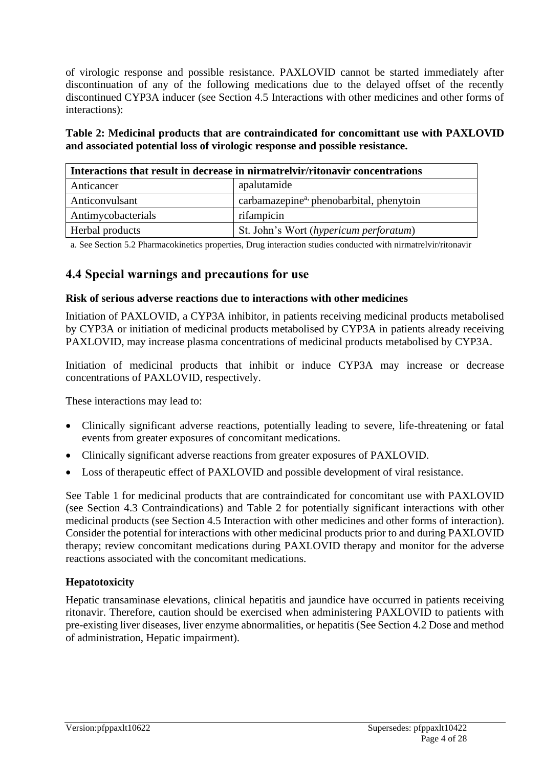of virologic response and possible resistance. PAXLOVID cannot be started immediately after discontinuation of any of the following medications due to the delayed offset of the recently discontinued CYP3A inducer (see Section 4.5 Interactions with other medicines and other forms of interactions):

**Table 2: Medicinal products that are contraindicated for concomittant use with PAXLOVID and associated potential loss of virologic response and possible resistance.**

| Interactions that result in decrease in nirmatrelvir/ritonavir concentrations | |
|---|---|
| Anticancer | apalutamide |
| Anticonvulsant | carbamazepine[a], phenobarbital, phenytoin |
| Antimycobacterials | rifampicin |
| Herbal products | St. John's Wort (*hypericum perforatum*) |

a. See Section 5.2 Pharmacokinetics properties, Drug interaction studies conducted with nirmatrelvir/ritonavir

## 4.4 Special warnings and precautions for use

### Risk of serious adverse reactions due to interactions with other medicines

Initiation of PAXLOVID, a CYP3A inhibitor, in patients receiving medicinal products metabolised by CYP3A or initiation of medicinal products metabolised by CYP3A in patients already receiving PAXLOVID, may increase plasma concentrations of medicinal products metabolised by CYP3A.

Initiation of medicinal products that inhibit or induce CYP3A may increase or decrease concentrations of PAXLOVID, respectively.

These interactions may lead to:

- Clinically significant adverse reactions, potentially leading to severe, life-threatening or fatal events from greater exposures of concomitant medications.
- Clinically significant adverse reactions from greater exposures of PAXLOVID.
- Loss of therapeutic effect of PAXLOVID and possible development of viral resistance.

See Table 1 for medicinal products that are contraindicated for concomitant use with PAXLOVID (see Section 4.3 Contraindications) and Table 2 for potentially significant interactions with other medicinal products (see Section 4.5 Interaction with other medicines and other forms of interaction). Consider the potential for interactions with other medicinal products prior to and during PAXLOVID therapy; review concomitant medications during PAXLOVID therapy and monitor for the adverse reactions associated with the concomitant medications.

### Hepatotoxicity

Hepatic transaminase elevations, clinical hepatitis and jaundice have occurred in patients receiving ritonavir. Therefore, caution should be exercised when administering PAXLOVID to patients with pre-existing liver diseases, liver enzyme abnormalities, or hepatitis (See Section 4.2 Dose and method of administration, Hepatic impairment).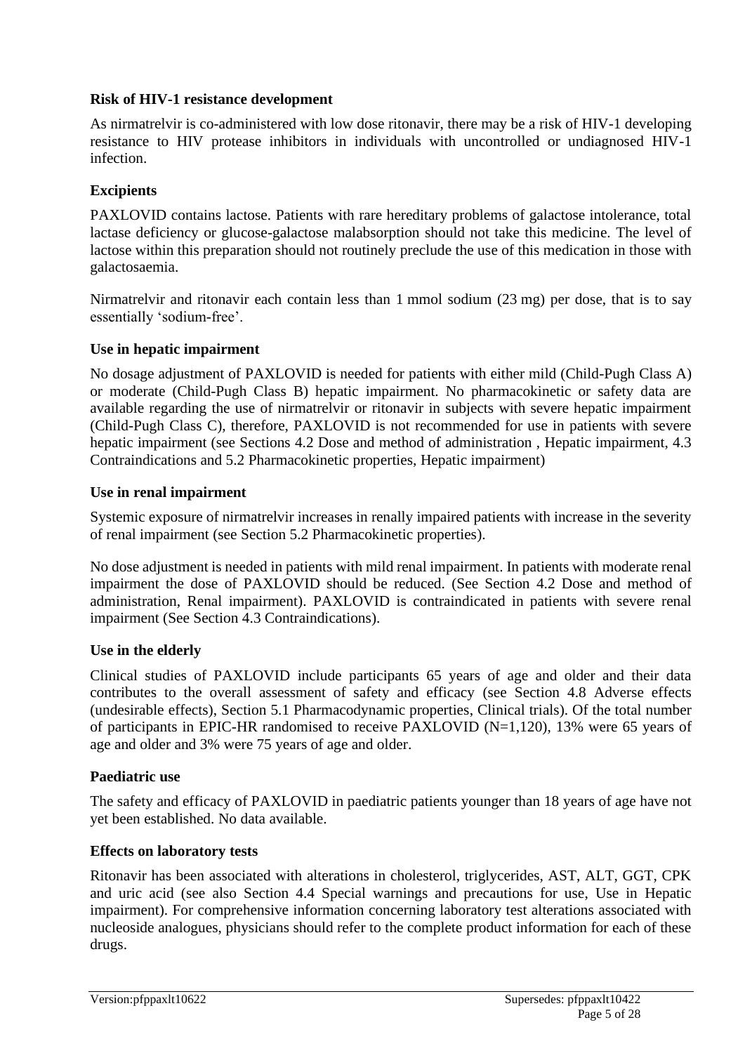**Risk of HIV-1 resistance development**

As nirmatrelvir is co-administered with low dose ritonavir, there may be a risk of HIV-1 developing resistance to HIV protease inhibitors in individuals with uncontrolled or undiagnosed HIV-1 infection.

**Excipients**

PAXLOVID contains lactose. Patients with rare hereditary problems of galactose intolerance, total lactase deficiency or glucose-galactose malabsorption should not take this medicine. The level of lactose within this preparation should not routinely preclude the use of this medication in those with galactosaemia.

Nirmatrelvir and ritonavir each contain less than 1 mmol sodium (23 mg) per dose, that is to say essentially 'sodium-free'.

**Use in hepatic impairment**

No dosage adjustment of PAXLOVID is needed for patients with either mild (Child-Pugh Class A) or moderate (Child-Pugh Class B) hepatic impairment. No pharmacokinetic or safety data are available regarding the use of nirmatrelvir or ritonavir in subjects with severe hepatic impairment (Child-Pugh Class C), therefore, PAXLOVID is not recommended for use in patients with severe hepatic impairment (see Sections 4.2 Dose and method of administration , Hepatic impairment, 4.3 Contraindications and 5.2 Pharmacokinetic properties, Hepatic impairment)

**Use in renal impairment**

Systemic exposure of nirmatrelvir increases in renally impaired patients with increase in the severity of renal impairment (see Section 5.2 Pharmacokinetic properties).

No dose adjustment is needed in patients with mild renal impairment. In patients with moderate renal impairment the dose of PAXLOVID should be reduced. (See Section 4.2 Dose and method of administration, Renal impairment). PAXLOVID is contraindicated in patients with severe renal impairment (See Section 4.3 Contraindications).

**Use in the elderly**

Clinical studies of PAXLOVID include participants 65 years of age and older and their data contributes to the overall assessment of safety and efficacy (see Section 4.8 Adverse effects (undesirable effects), Section 5.1 Pharmacodynamic properties, Clinical trials). Of the total number of participants in EPIC-HR randomised to receive PAXLOVID (N=1,120), 13% were 65 years of age and older and 3% were 75 years of age and older.

**Paediatric use**

The safety and efficacy of PAXLOVID in paediatric patients younger than 18 years of age have not yet been established. No data available.

**Effects on laboratory tests**

Ritonavir has been associated with alterations in cholesterol, triglycerides, AST, ALT, GGT, CPK and uric acid (see also Section 4.4 Special warnings and precautions for use, Use in Hepatic impairment). For comprehensive information concerning laboratory test alterations associated with nucleoside analogues, physicians should refer to the complete product information for each of these drugs.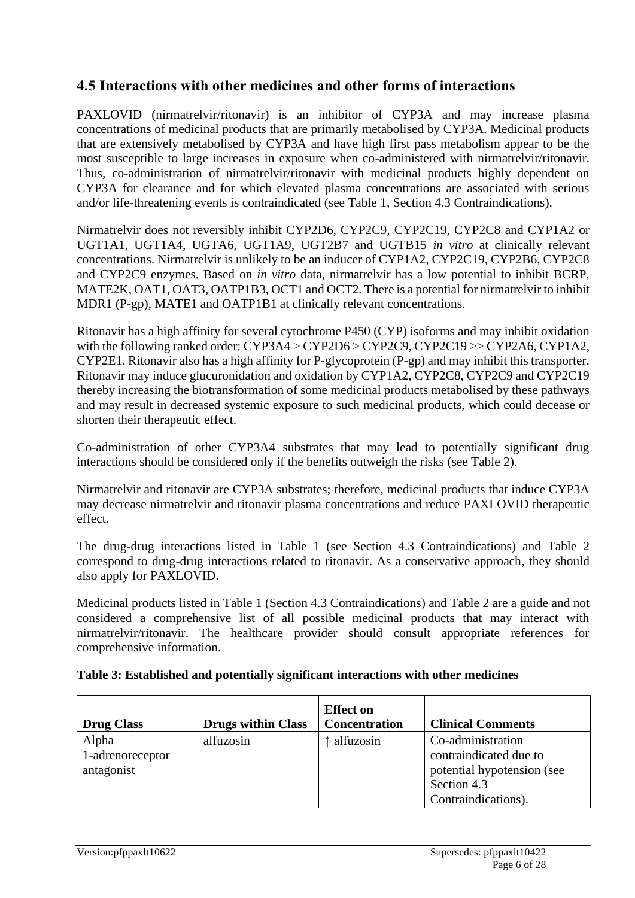## 4.5 Interactions with other medicines and other forms of interactions

PAXLOVID (nirmatrelvir/ritonavir) is an inhibitor of CYP3A and may increase plasma concentrations of medicinal products that are primarily metabolised by CYP3A. Medicinal products that are extensively metabolised by CYP3A and have high first pass metabolism appear to be the most susceptible to large increases in exposure when co-administered with nirmatrelvir/ritonavir. Thus, co-administration of nirmatrelvir/ritonavir with medicinal products highly dependent on CYP3A for clearance and for which elevated plasma concentrations are associated with serious and/or life-threatening events is contraindicated (see Table 1, Section 4.3 Contraindications).

Nirmatrelvir does not reversibly inhibit CYP2D6, CYP2C9, CYP2C19, CYP2C8 and CYP1A2 or UGT1A1, UGT1A4, UGTA6, UGT1A9, UGT2B7 and UGTB15 *in vitro* at clinically relevant concentrations. Nirmatrelvir is unlikely to be an inducer of CYP1A2, CYP2C19, CYP2B6, CYP2C8 and CYP2C9 enzymes. Based on *in vitro* data, nirmatrelvir has a low potential to inhibit BCRP, MATE2K, OAT1, OAT3, OATP1B3, OCT1 and OCT2. There is a potential for nirmatrelvir to inhibit MDR1 (P-gp), MATE1 and OATP1B1 at clinically relevant concentrations.

Ritonavir has a high affinity for several cytochrome P450 (CYP) isoforms and may inhibit oxidation with the following ranked order: CYP3A4 > CYP2D6 > CYP2C9, CYP2C19 >> CYP2A6, CYP1A2, CYP2E1. Ritonavir also has a high affinity for P-glycoprotein (P-gp) and may inhibit this transporter. Ritonavir may induce glucuronidation and oxidation by CYP1A2, CYP2C8, CYP2C9 and CYP2C19 thereby increasing the biotransformation of some medicinal products metabolised by these pathways and may result in decreased systemic exposure to such medicinal products, which could decease or shorten their therapeutic effect.

Co-administration of other CYP3A4 substrates that may lead to potentially significant drug interactions should be considered only if the benefits outweigh the risks (see Table 2).

Nirmatrelvir and ritonavir are CYP3A substrates; therefore, medicinal products that induce CYP3A may decrease nirmatrelvir and ritonavir plasma concentrations and reduce PAXLOVID therapeutic effect.

The drug-drug interactions listed in Table 1 (see Section 4.3 Contraindications) and Table 2 correspond to drug-drug interactions related to ritonavir. As a conservative approach, they should also apply for PAXLOVID.

Medicinal products listed in Table 1 (Section 4.3 Contraindications) and Table 2 are a guide and not considered a comprehensive list of all possible medicinal products that may interact with nirmatrelvir/ritonavir. The healthcare provider should consult appropriate references for comprehensive information.

**Table 3: Established and potentially significant interactions with other medicines**

| Drug Class | Drugs within Class | Effect on Concentration | Clinical Comments |
| --- | --- | --- | --- |
| Alpha 1-adrenoreceptor antagonist | alfuzosin | ↑ alfuzosin | Co-administration contraindicated due to potential hypotension (see Section 4.3 Contraindications). |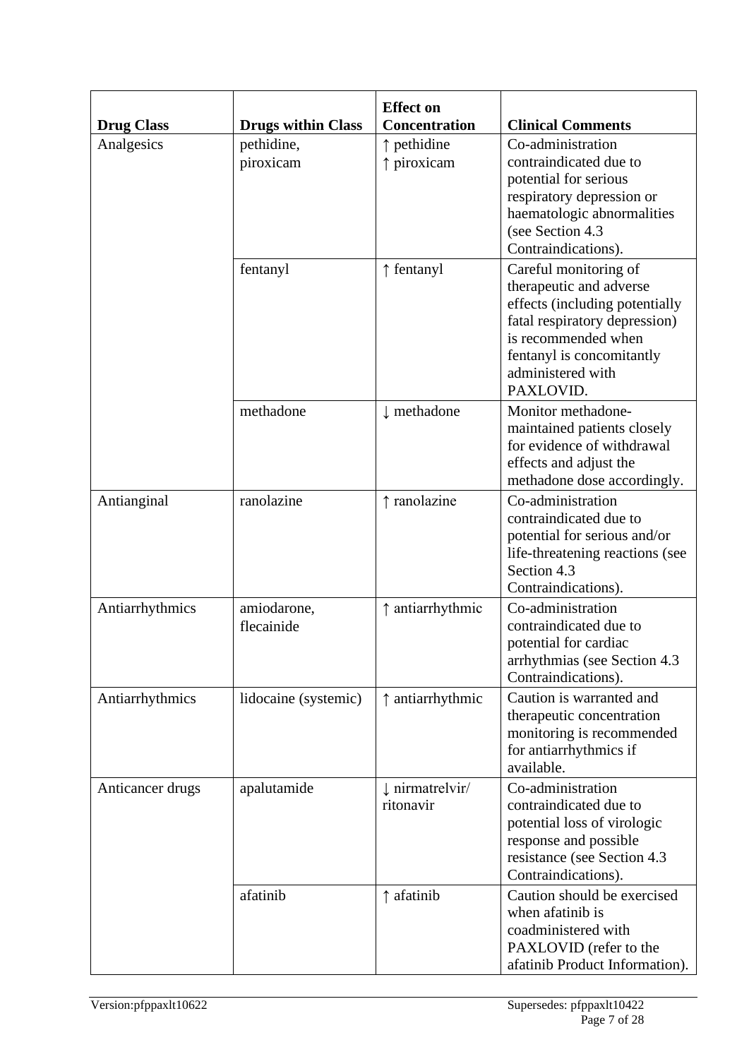| Drug Class | Drugs within Class | Effect on Concentration | Clinical Comments |
|---|---|---|---|
| Analgesics | pethidine, piroxicam | ↑ pethidine ↑ piroxicam | Co-administration contraindicated due to potential for serious respiratory depression or haematologic abnormalities (see Section 4.3 Contraindications). |
| | fentanyl | ↑ fentanyl | Careful monitoring of therapeutic and adverse effects (including potentially fatal respiratory depression) is recommended when fentanyl is concomitantly administered with PAXLOVID. |
| | methadone | ↓ methadone | Monitor methadone-maintained patients closely for evidence of withdrawal effects and adjust the methadone dose accordingly. |
| Antianginal | ranolazine | ↑ ranolazine | Co-administration contraindicated due to potential for serious and/or life-threatening reactions (see Section 4.3 Contraindications). |
| Antiarrhythmics | amiodarone, flecainide | ↑ antiarrhythmic | Co-administration contraindicated due to potential for cardiac arrhythmias (see Section 4.3 Contraindications). |
| Antiarrhythmics | lidocaine (systemic) | ↑ antiarrhythmic | Caution is warranted and therapeutic concentration monitoring is recommended for antiarrhythmics if available. |
| Anticancer drugs | apalutamide | ↓ nirmatrelvir/ ritonavir | Co-administration contraindicated due to potential loss of virologic response and possible resistance (see Section 4.3 Contraindications). |
| | afatinib | ↑ afatinib | Caution should be exercised when afatinib is coadministered with PAXLOVID (refer to the afatinib Product Information). |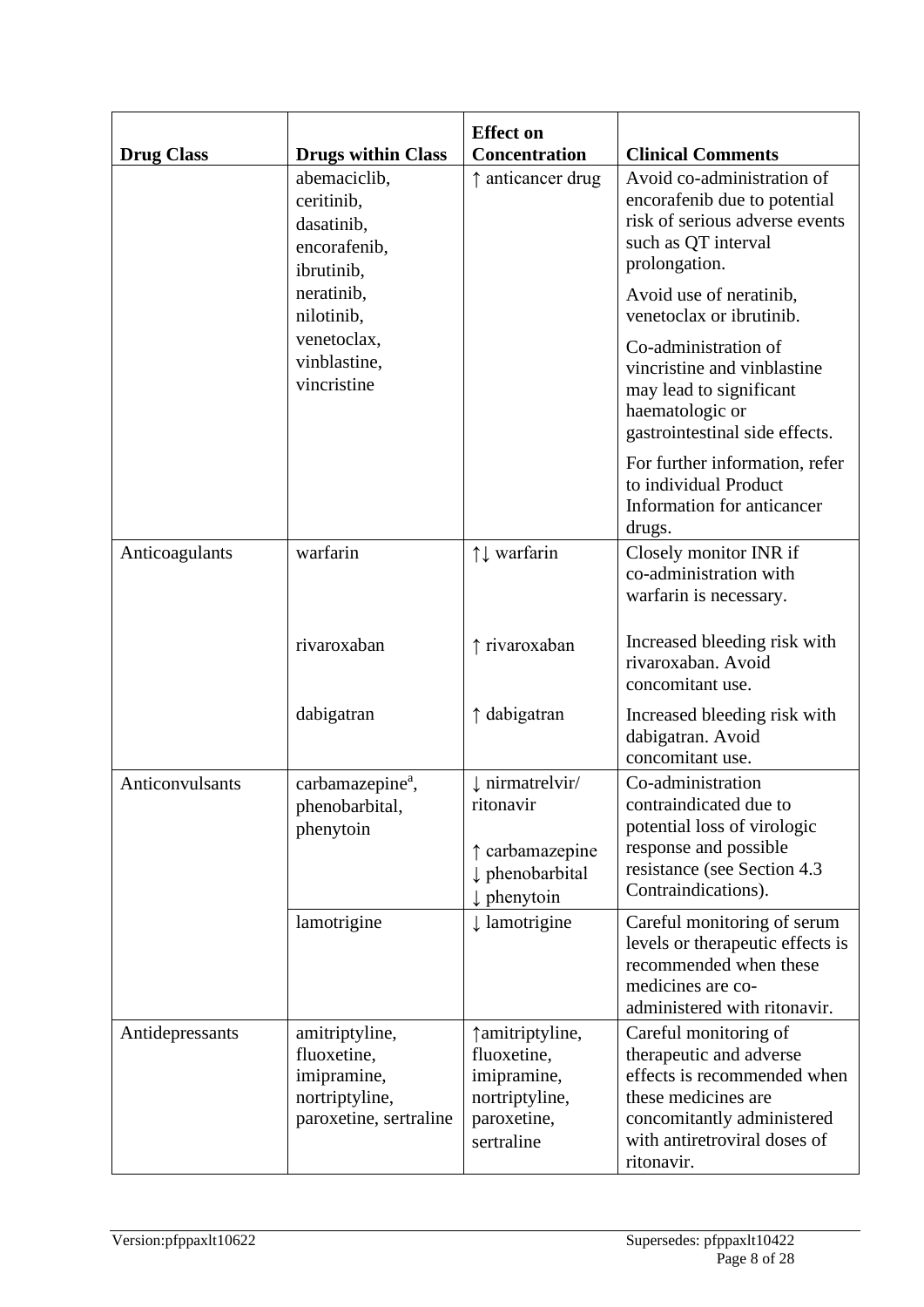| Drug Class | Drugs within Class | Effect on Concentration | Clinical Comments |
|---|---|---|---|
| | abemaciclib, ceritinib, dasatinib, encorafenib, ibrutinib, neratinib, nilotinib, venetoclax, vinblastine, vincristine | ↑ anticancer drug | Avoid co-administration of encorafenib due to potential risk of serious adverse events such as QT interval prolongation.<br><br>Avoid use of neratinib, venetoclax or ibrutinib.<br><br>Co-administration of vincristine and vinblastine may lead to significant haematologic or gastrointestinal side effects.<br><br>For further information, refer to individual Product Information for anticancer drugs. |
| Anticoagulants | warfarin | ↑↓ warfarin | Closely monitor INR if co-administration with warfarin is necessary. |
| | rivaroxaban | ↑ rivaroxaban | Increased bleeding risk with rivaroxaban. Avoid concomitant use. |
| | dabigatran | ↑ dabigatran | Increased bleeding risk with dabigatran. Avoid concomitant use. |
| Anticonvulsants | carbamazepine[a], phenobarbital, phenytoin | ↓ nirmatrelvir/ ritonavir<br><br>↑ carbamazepine<br>↓ phenobarbital<br>↓ phenytoin | Co-administration contraindicated due to potential loss of virologic response and possible resistance (see Section 4.3 Contraindications). |
| | lamotrigine | ↓ lamotrigine | Careful monitoring of serum levels or therapeutic effects is recommended when these medicines are co-administered with ritonavir. |
| Antidepressants | amitriptyline, fluoxetine, imipramine, nortriptyline, paroxetine, sertraline | ↑amitriptyline, fluoxetine, imipramine, nortriptyline, paroxetine, sertraline | Careful monitoring of therapeutic and adverse effects is recommended when these medicines are concomitantly administered with antiretroviral doses of ritonavir. |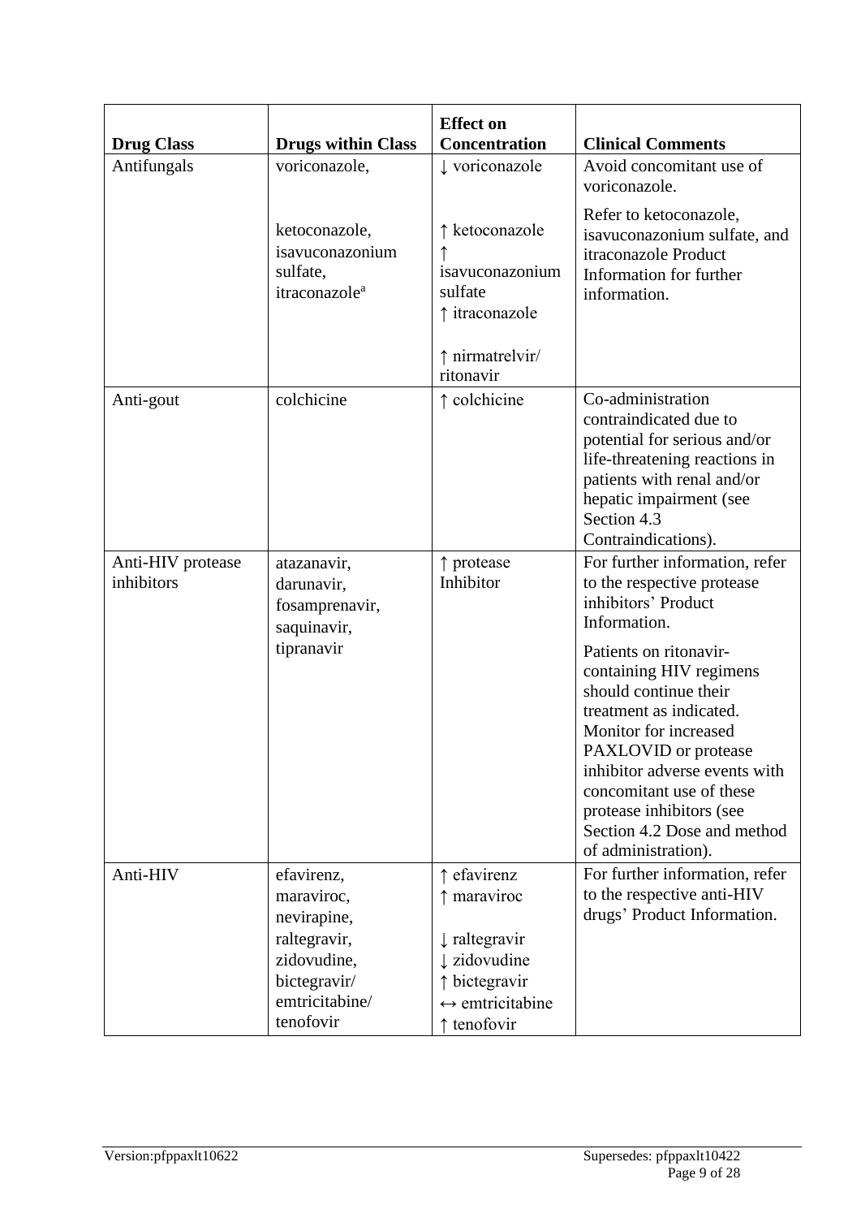| **Drug Class** | **Drugs within Class** | **Effect on Concentration** | **Clinical Comments** |
|---|---|---|---|
| Antifungals | voriconazole,<br><br>ketoconazole, isavuconazonium sulfate, itraconazole[a] | ↓ voriconazole<br><br>↑ ketoconazole<br>↑ isavuconazonium sulfate<br>↑ itraconazole<br><br>↑ nirmatrelvir/ ritonavir | Avoid concomitant use of voriconazole.<br><br>Refer to ketoconazole, isavuconazonium sulfate, and itraconazole Product Information for further information. |
| Anti-gout | colchicine | ↑ colchicine | Co-administration contraindicated due to potential for serious and/or life-threatening reactions in patients with renal and/or hepatic impairment (see Section 4.3 Contraindications). |
| Anti-HIV protease inhibitors | atazanavir, darunavir, fosamprenavir, saquinavir, tipranavir | ↑ protease Inhibitor | For further information, refer to the respective protease inhibitors' Product Information.<br><br>Patients on ritonavir-containing HIV regimens should continue their treatment as indicated. Monitor for increased PAXLOVID or protease inhibitor adverse events with concomitant use of these protease inhibitors (see Section 4.2 Dose and method of administration). |
| Anti-HIV | efavirenz, maraviroc, nevirapine, raltegravir, zidovudine, bictegravir/ emtricitabine/ tenofovir | ↑ efavirenz<br>↑ maraviroc<br><br>↓ raltegravir<br>↓ zidovudine<br>↑ bictegravir<br>↔ emtricitabine<br>↑ tenofovir | For further information, refer to the respective anti-HIV drugs' Product Information. |

Version:pfppaxlt10622 Supersedes: pfppaxlt10422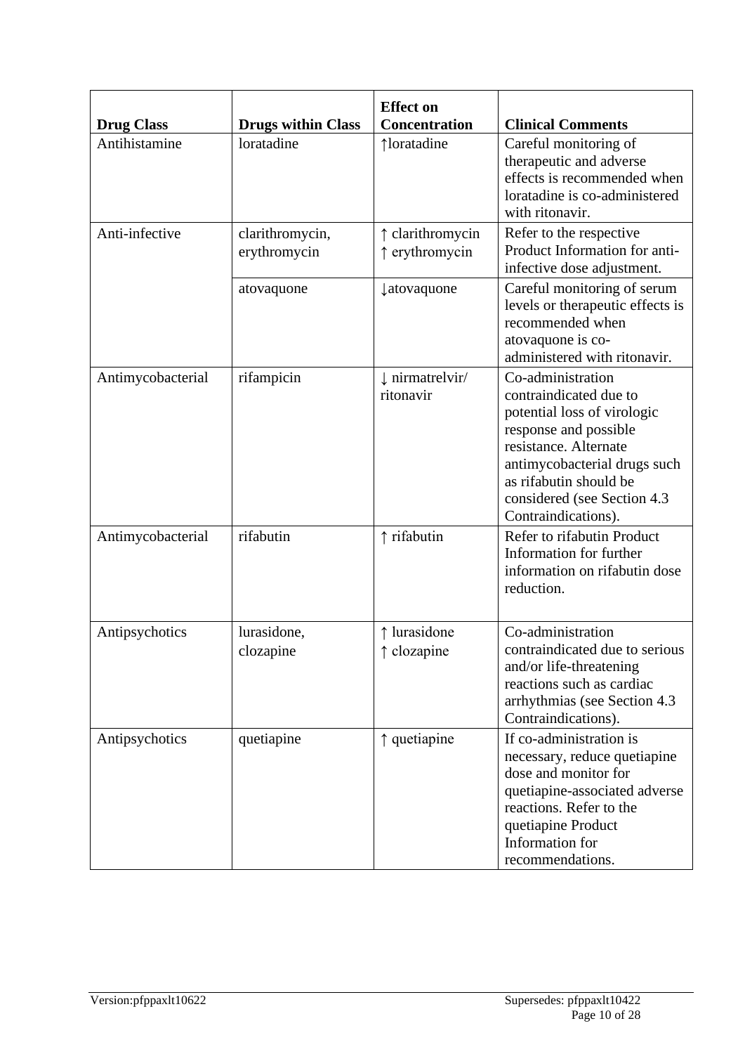| Drug Class | Drugs within Class | Effect on Concentration | Clinical Comments |
|---|---|---|---|
| Antihistamine | loratadine | ↑loratadine | Careful monitoring of therapeutic and adverse effects is recommended when loratadine is co-administered with ritonavir. |
| Anti-infective | clarithromycin, erythromycin | ↑ clarithromycin ↑ erythromycin | Refer to the respective Product Information for anti-infective dose adjustment. |
| | atovaquone | ↓atovaquone | Careful monitoring of serum levels or therapeutic effects is recommended when atovaquone is co-administered with ritonavir. |
| Antimycobacterial | rifampicin | ↓ nirmatrelvir/ ritonavir | Co-administration contraindicated due to potential loss of virologic response and possible resistance. Alternate antimycobacterial drugs such as rifabutin should be considered (see Section 4.3 Contraindications). |
| Antimycobacterial | rifabutin | ↑ rifabutin | Refer to rifabutin Product Information for further information on rifabutin dose reduction. |
| Antipsychotics | lurasidone, clozapine | ↑ lurasidone ↑ clozapine | Co-administration contraindicated due to serious and/or life-threatening reactions such as cardiac arrhythmias (see Section 4.3 Contraindications). |
| Antipsychotics | quetiapine | ↑ quetiapine | If co-administration is necessary, reduce quetiapine dose and monitor for quetiapine-associated adverse reactions. Refer to the quetiapine Product Information for recommendations. |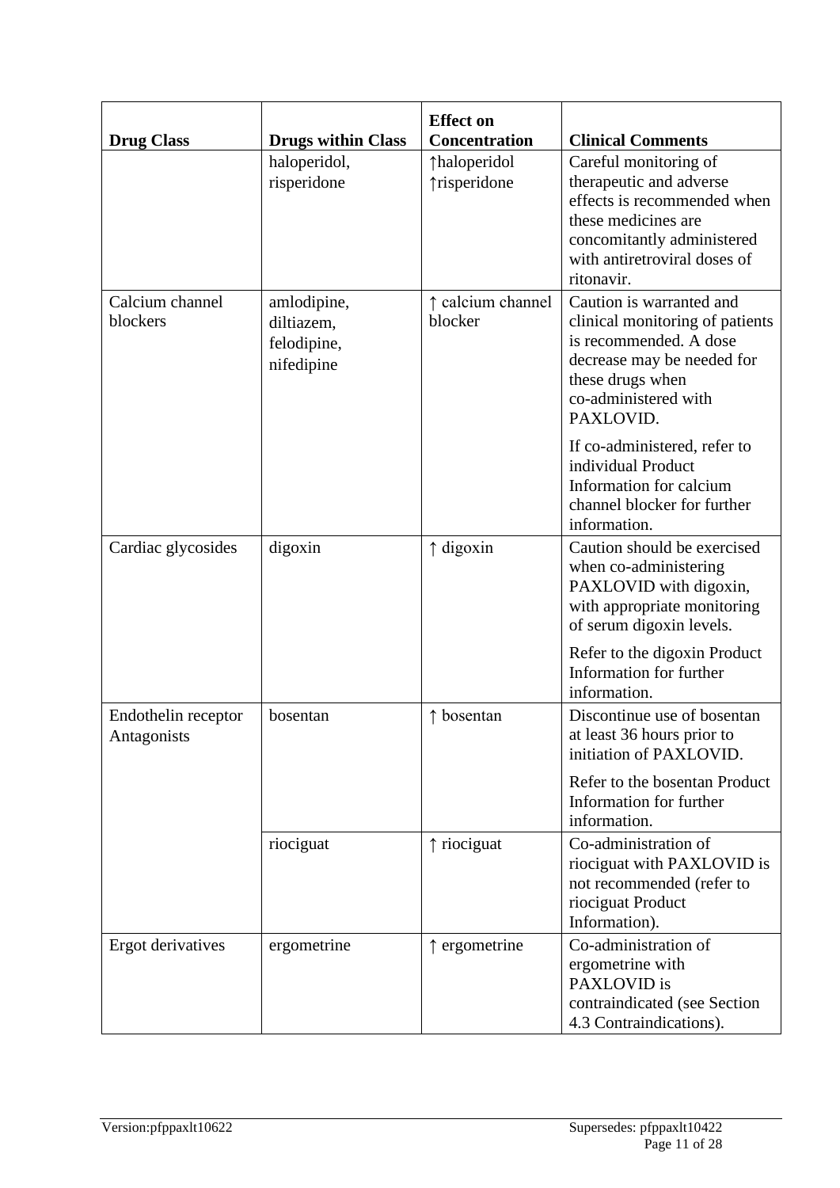| Drug Class | Drugs within Class | Effect on Concentration | Clinical Comments |
|---|---|---|---|
| | haloperidol, risperidone | ↑haloperidol ↑risperidone | Careful monitoring of therapeutic and adverse effects is recommended when these medicines are concomitantly administered with antiretroviral doses of ritonavir. |
| Calcium channel blockers | amlodipine, diltiazem, felodipine, nifedipine | ↑ calcium channel blocker | Caution is warranted and clinical monitoring of patients is recommended. A dose decrease may be needed for these drugs when co-administered with PAXLOVID.<br><br>If co-administered, refer to individual Product Information for calcium channel blocker for further information. |
| Cardiac glycosides | digoxin | ↑ digoxin | Caution should be exercised when co-administering PAXLOVID with digoxin, with appropriate monitoring of serum digoxin levels.<br><br>Refer to the digoxin Product Information for further information. |
| Endothelin receptor Antagonists | bosentan | ↑ bosentan | Discontinue use of bosentan at least 36 hours prior to initiation of PAXLOVID.<br><br>Refer to the bosentan Product Information for further information. |
| | riociguat | ↑ riociguat | Co-administration of riociguat with PAXLOVID is not recommended (refer to riociguat Product Information). |
| Ergot derivatives | ergometrine | ↑ ergometrine | Co-administration of ergometrine with PAXLOVID is contraindicated (see Section 4.3 Contraindications). |

Version:pfppaxlt10622 Supersedes: pfppaxlt10422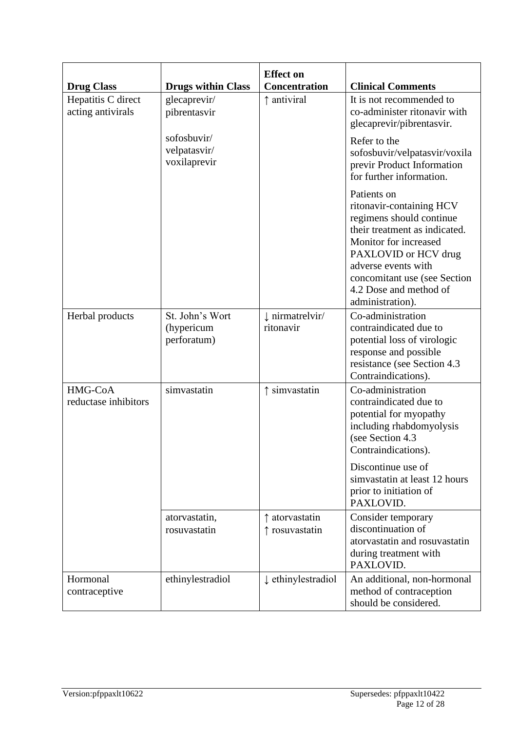| Drug Class | Drugs within Class | Effect on Concentration | Clinical Comments |
|---|---|---|---|
| Hepatitis C direct acting antivirals | glecaprevir/ pibrentasvir<br><br>sofosbuvir/ velpatasvir/ voxilaprevir | ↑ antiviral | It is not recommended to co-administer ritonavir with glecaprevir/pibrentasvir.<br><br>Refer to the sofosbuvir/velpatasvir/voxilaprevir Product Information for further information.<br><br>Patients on ritonavir-containing HCV regimens should continue their treatment as indicated. Monitor for increased PAXLOVID or HCV drug adverse events with concomitant use (see Section 4.2 Dose and method of administration). |
| Herbal products | St. John's Wort (hypericum perforatum) | ↓ nirmatrelvir/ ritonavir | Co-administration contraindicated due to potential loss of virologic response and possible resistance (see Section 4.3 Contraindications). |
| HMG-CoA reductase inhibitors | simvastatin | ↑ simvastatin | Co-administration contraindicated due to potential for myopathy including rhabdomyolysis (see Section 4.3 Contraindications).<br><br>Discontinue use of simvastatin at least 12 hours prior to initiation of PAXLOVID. |
| | atorvastatin, rosuvastatin | ↑ atorvastatin<br>↑ rosuvastatin | Consider temporary discontinuation of atorvastatin and rosuvastatin during treatment with PAXLOVID. |
| Hormonal contraceptive | ethinylestradiol | ↓ ethinylestradiol | An additional, non-hormonal method of contraception should be considered. |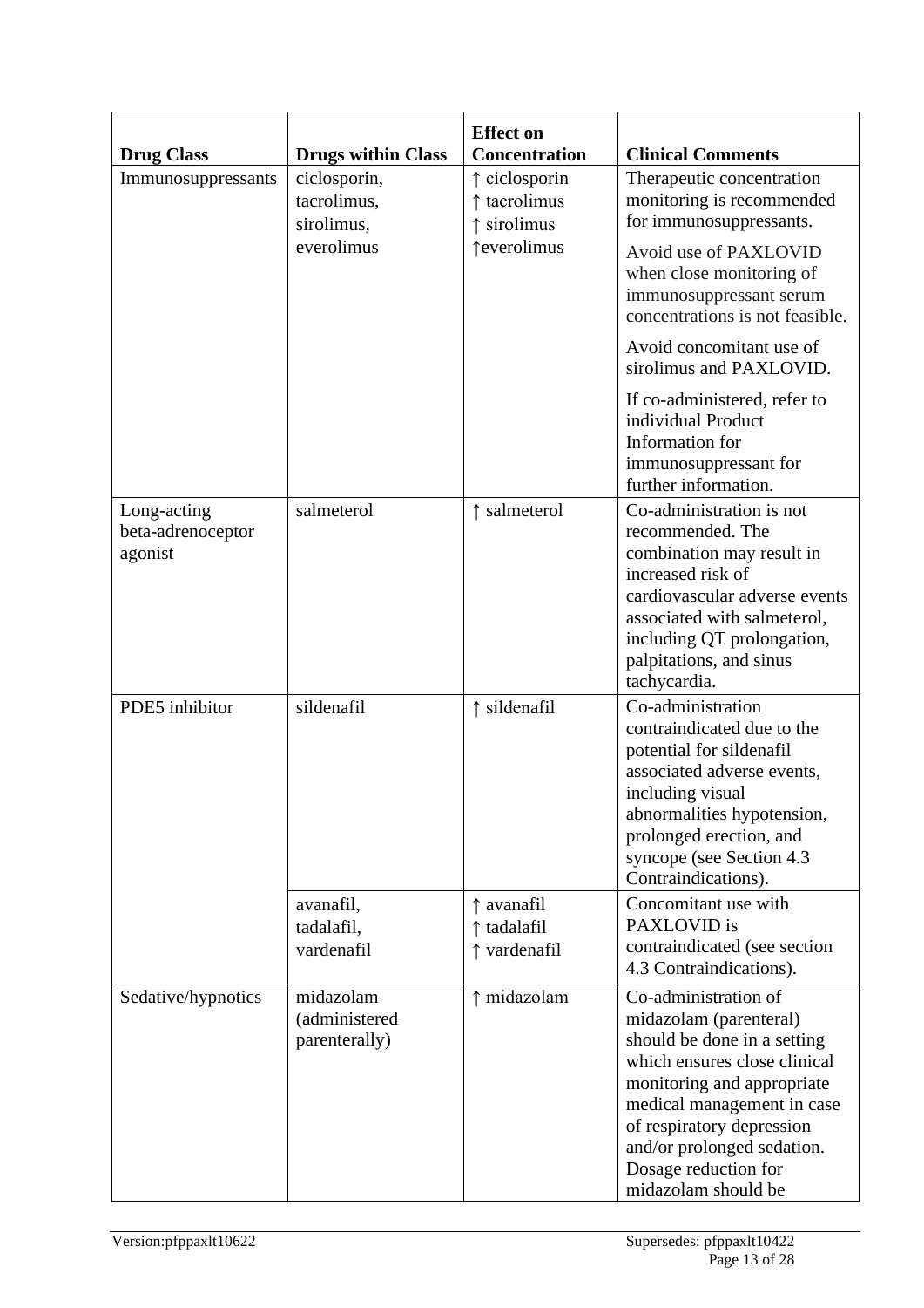| Drug Class | Drugs within Class | Effect on Concentration | Clinical Comments |
|---|---|---|---|
| Immunosuppressants | ciclosporin, tacrolimus, sirolimus, everolimus | ↑ ciclosporin ↑ tacrolimus ↑ sirolimus ↑everolimus | Therapeutic concentration monitoring is recommended for immunosuppressants.<br><br>Avoid use of PAXLOVID when close monitoring of immunosuppressant serum concentrations is not feasible.<br><br>Avoid concomitant use of sirolimus and PAXLOVID.<br><br>If co-administered, refer to individual Product Information for immunosuppressant for further information. |
| Long-acting beta-adrenoceptor agonist | salmeterol | ↑ salmeterol | Co-administration is not recommended. The combination may result in increased risk of cardiovascular adverse events associated with salmeterol, including QT prolongation, palpitations, and sinus tachycardia. |
| PDE5 inhibitor | sildenafil | ↑ sildenafil | Co-administration contraindicated due to the potential for sildenafil associated adverse events, including visual abnormalities hypotension, prolonged erection, and syncope (see Section 4.3 Contraindications). |
| | avanafil, tadalafil, vardenafil | ↑ avanafil ↑ tadalafil ↑ vardenafil | Concomitant use with PAXLOVID is contraindicated (see section 4.3 Contraindications). |
| Sedative/hypnotics | midazolam (administered parenterally) | ↑ midazolam | Co-administration of midazolam (parenteral) should be done in a setting which ensures close clinical monitoring and appropriate medical management in case of respiratory depression and/or prolonged sedation. Dosage reduction for midazolam should be |

Version:pfppaxlt10622 Supersedes: pfppaxlt10422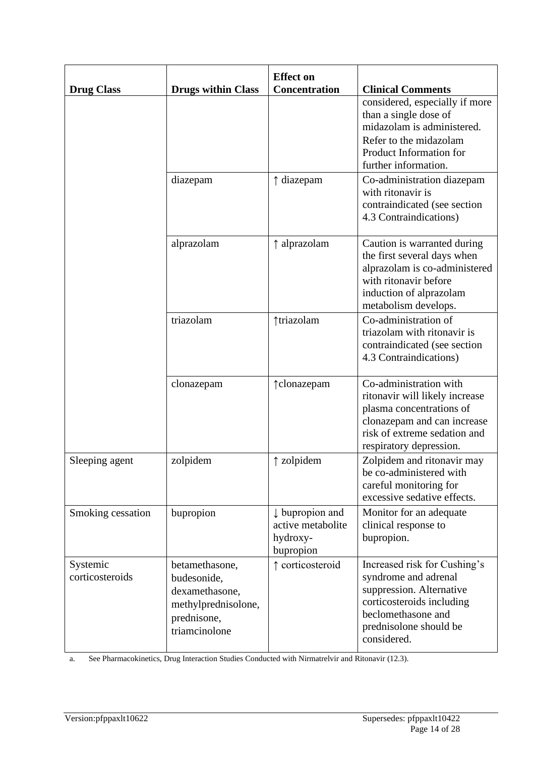| Drug Class | Drugs within Class | Effect on Concentration | Clinical Comments |
|---|---|---|---|
| | | | considered, especially if more than a single dose of midazolam is administered. Refer to the midazolam Product Information for further information. |
| | diazepam | ↑ diazepam | Co-administration diazepam with ritonavir is contraindicated (see section 4.3 Contraindications) |
| | alprazolam | ↑ alprazolam | Caution is warranted during the first several days when alprazolam is co-administered with ritonavir before induction of alprazolam metabolism develops. |
| | triazolam | ↑triazolam | Co-administration of triazolam with ritonavir is contraindicated (see section 4.3 Contraindications) |
| | clonazepam | ↑clonazepam | Co-administration with ritonavir will likely increase plasma concentrations of clonazepam and can increase risk of extreme sedation and respiratory depression. |
| Sleeping agent | zolpidem | ↑ zolpidem | Zolpidem and ritonavir may be co-administered with careful monitoring for excessive sedative effects. |
| Smoking cessation | bupropion | ↓ bupropion and active metabolite hydroxy-bupropion | Monitor for an adequate clinical response to bupropion. |
| Systemic corticosteroids | betamethasone, budesonide, dexamethasone, methylprednisolone, prednisone, triamcinolone | ↑ corticosteroid | Increased risk for Cushing's syndrome and adrenal suppression. Alternative corticosteroids including beclomethasone and prednisolone should be considered. |

a. See Pharmacokinetics, Drug Interaction Studies Conducted with Nirmatrelvir and Ritonavir (12.3).

Version:pfppaxlt10622 Supersedes: pfppaxlt10422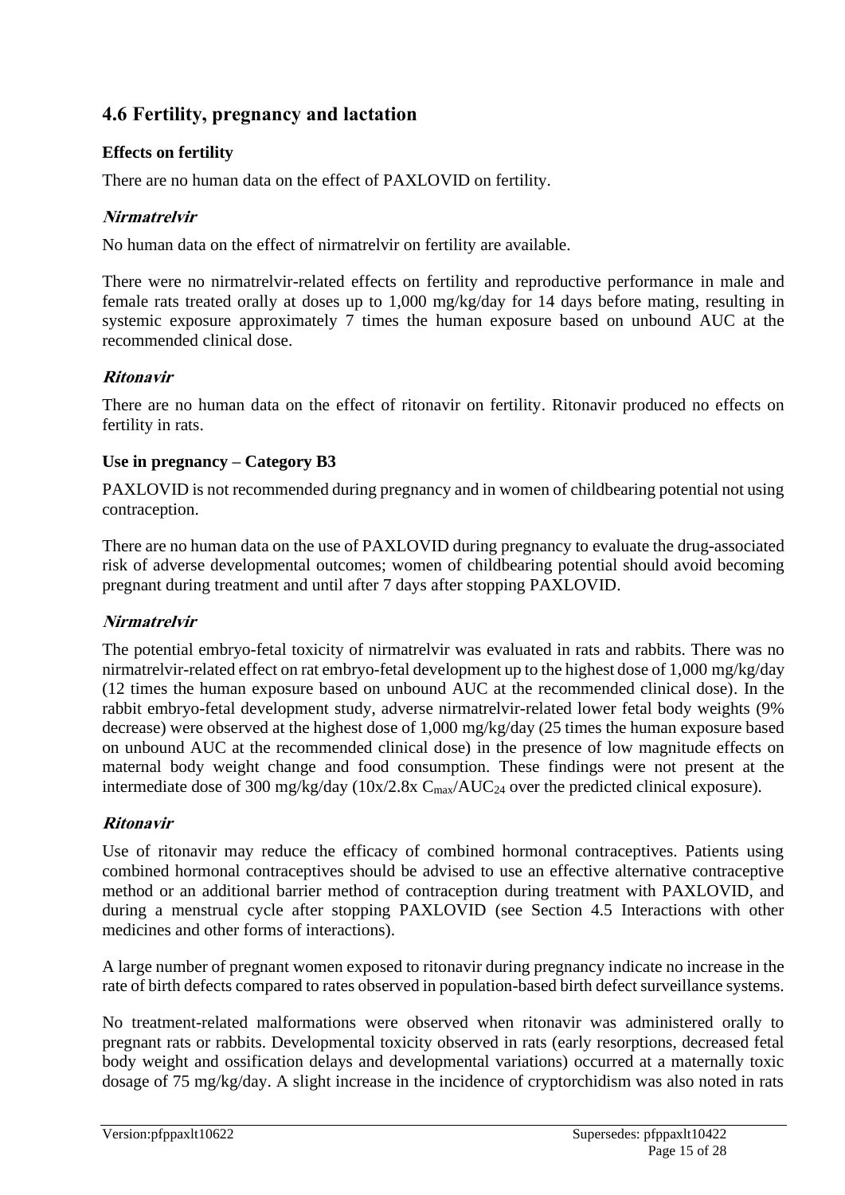## 4.6 Fertility, pregnancy and lactation

### Effects on fertility

There are no human data on the effect of PAXLOVID on fertility.

#### *Nirmatrelvir*

No human data on the effect of nirmatrelvir on fertility are available.

There were no nirmatrelvir-related effects on fertility and reproductive performance in male and female rats treated orally at doses up to 1,000 mg/kg/day for 14 days before mating, resulting in systemic exposure approximately 7 times the human exposure based on unbound AUC at the recommended clinical dose.

#### *Ritonavir*

There are no human data on the effect of ritonavir on fertility. Ritonavir produced no effects on fertility in rats.

### Use in pregnancy – Category B3

PAXLOVID is not recommended during pregnancy and in women of childbearing potential not using contraception.

There are no human data on the use of PAXLOVID during pregnancy to evaluate the drug-associated risk of adverse developmental outcomes; women of childbearing potential should avoid becoming pregnant during treatment and until after 7 days after stopping PAXLOVID.

#### *Nirmatrelvir*

The potential embryo-fetal toxicity of nirmatrelvir was evaluated in rats and rabbits. There was no nirmatrelvir-related effect on rat embryo-fetal development up to the highest dose of 1,000 mg/kg/day (12 times the human exposure based on unbound AUC at the recommended clinical dose). In the rabbit embryo-fetal development study, adverse nirmatrelvir-related lower fetal body weights (9% decrease) were observed at the highest dose of 1,000 mg/kg/day (25 times the human exposure based on unbound AUC at the recommended clinical dose) in the presence of low magnitude effects on maternal body weight change and food consumption. These findings were not present at the intermediate dose of 300 mg/kg/day (10x/2.8x $C_{max}/AUC_{24}$ over the predicted clinical exposure).

#### *Ritonavir*

Use of ritonavir may reduce the efficacy of combined hormonal contraceptives. Patients using combined hormonal contraceptives should be advised to use an effective alternative contraceptive method or an additional barrier method of contraception during treatment with PAXLOVID, and during a menstrual cycle after stopping PAXLOVID (see Section 4.5 Interactions with other medicines and other forms of interactions).

A large number of pregnant women exposed to ritonavir during pregnancy indicate no increase in the rate of birth defects compared to rates observed in population-based birth defect surveillance systems.

No treatment-related malformations were observed when ritonavir was administered orally to pregnant rats or rabbits. Developmental toxicity observed in rats (early resorptions, decreased fetal body weight and ossification delays and developmental variations) occurred at a maternally toxic dosage of 75 mg/kg/day. A slight increase in the incidence of cryptorchidism was also noted in rats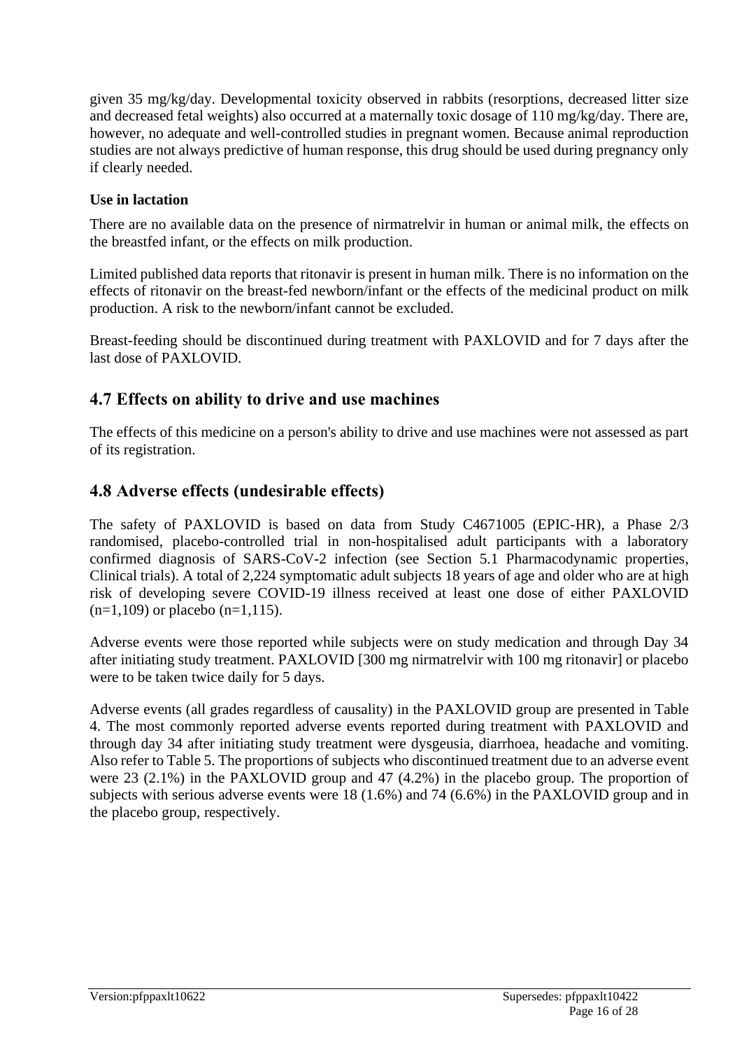given 35 mg/kg/day. Developmental toxicity observed in rabbits (resorptions, decreased litter size and decreased fetal weights) also occurred at a maternally toxic dosage of 110 mg/kg/day. There are, however, no adequate and well-controlled studies in pregnant women. Because animal reproduction studies are not always predictive of human response, this drug should be used during pregnancy only if clearly needed.

**Use in lactation**

There are no available data on the presence of nirmatrelvir in human or animal milk, the effects on the breastfed infant, or the effects on milk production.

Limited published data reports that ritonavir is present in human milk. There is no information on the effects of ritonavir on the breast-fed newborn/infant or the effects of the medicinal product on milk production. A risk to the newborn/infant cannot be excluded.

Breast-feeding should be discontinued during treatment with PAXLOVID and for 7 days after the last dose of PAXLOVID.

## 4.7 Effects on ability to drive and use machines

The effects of this medicine on a person's ability to drive and use machines were not assessed as part of its registration.

## 4.8 Adverse effects (undesirable effects)

The safety of PAXLOVID is based on data from Study C4671005 (EPIC-HR), a Phase 2/3 randomised, placebo-controlled trial in non-hospitalised adult participants with a laboratory confirmed diagnosis of SARS-CoV-2 infection (see Section 5.1 Pharmacodynamic properties, Clinical trials). A total of 2,224 symptomatic adult subjects 18 years of age and older who are at high risk of developing severe COVID-19 illness received at least one dose of either PAXLOVID (n=1,109) or placebo (n=1,115).

Adverse events were those reported while subjects were on study medication and through Day 34 after initiating study treatment. PAXLOVID [300 mg nirmatrelvir with 100 mg ritonavir] or placebo were to be taken twice daily for 5 days.

Adverse events (all grades regardless of causality) in the PAXLOVID group are presented in Table 4. The most commonly reported adverse events reported during treatment with PAXLOVID and through day 34 after initiating study treatment were dysgeusia, diarrhoea, headache and vomiting. Also refer to Table 5. The proportions of subjects who discontinued treatment due to an adverse event were 23 (2.1%) in the PAXLOVID group and 47 (4.2%) in the placebo group. The proportion of subjects with serious adverse events were 18 (1.6%) and 74 (6.6%) in the PAXLOVID group and in the placebo group, respectively.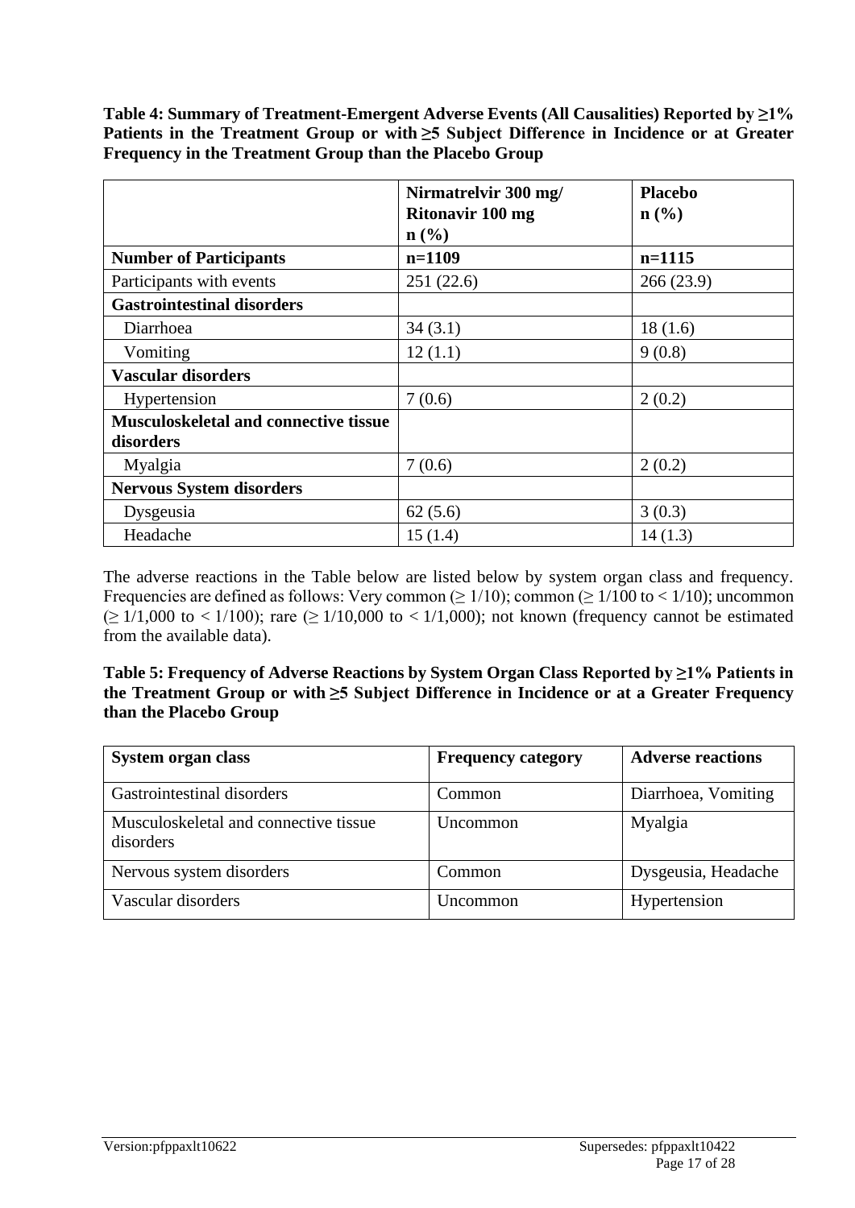**Table 4: Summary of Treatment-Emergent Adverse Events (All Causalities) Reported by ≥1% Patients in the Treatment Group or with ≥5 Subject Difference in Incidence or at Greater Frequency in the Treatment Group than the Placebo Group**

| | Nirmatrelvir 300 mg/ Ritonavir 100 mg n (%) | Placebo n (%) |
|---|---|---|
| **Number of Participants** | **n=1109** | **n=1115** |
| Participants with events | 251 (22.6) | 266 (23.9) |
| **Gastrointestinal disorders** | | |
| Diarrhoea | 34 (3.1) | 18 (1.6) |
| Vomiting | 12 (1.1) | 9 (0.8) |
| **Vascular disorders** | | |
| Hypertension | 7 (0.6) | 2 (0.2) |
| **Musculoskeletal and connective tissue disorders** | | |
| Myalgia | 7 (0.6) | 2 (0.2) |
| **Nervous System disorders** | | |
| Dysgeusia | 62 (5.6) | 3 (0.3) |
| Headache | 15 (1.4) | 14 (1.3) |

The adverse reactions in the Table below are listed below by system organ class and frequency. Frequencies are defined as follows: Very common (≥ 1/10); common (≥ 1/100 to < 1/10); uncommon (≥ 1/1,000 to < 1/100); rare (≥ 1/10,000 to < 1/1,000); not known (frequency cannot be estimated from the available data).

**Table 5: Frequency of Adverse Reactions by System Organ Class Reported by ≥1% Patients in the Treatment Group or with ≥5 Subject Difference in Incidence or at a Greater Frequency than the Placebo Group**

| System organ class | Frequency category | Adverse reactions |
|---|---|---|
| Gastrointestinal disorders | Common | Diarrhoea, Vomiting |
| Musculoskeletal and connective tissue disorders | Uncommon | Myalgia |
| Nervous system disorders | Common | Dysgeusia, Headache |
| Vascular disorders | Uncommon | Hypertension |

Version:pfppaxlt10622 Supersedes: pfppaxlt10422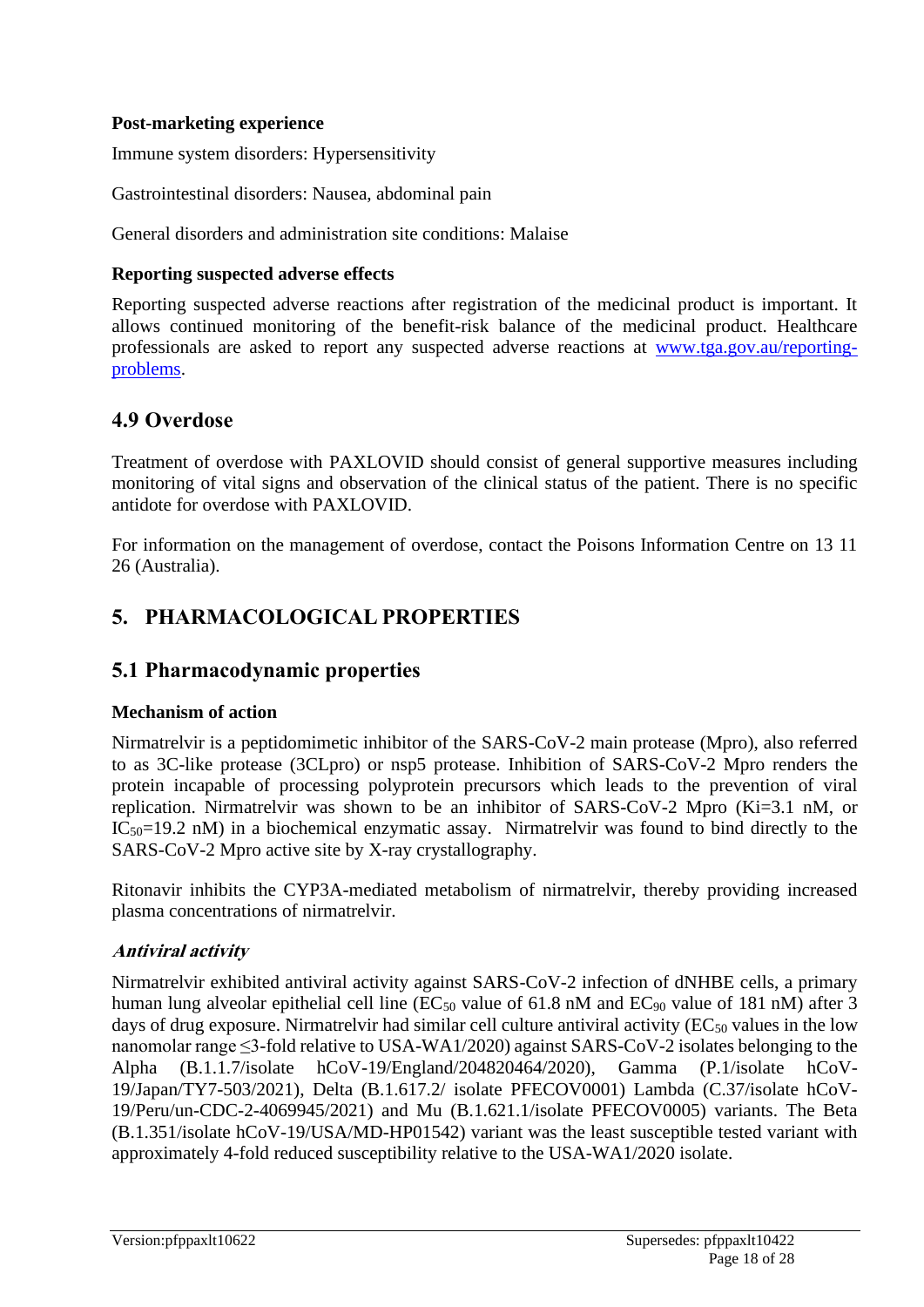**Post-marketing experience**

Immune system disorders: Hypersensitivity

Gastrointestinal disorders: Nausea, abdominal pain

General disorders and administration site conditions: Malaise

**Reporting suspected adverse effects**

Reporting suspected adverse reactions after registration of the medicinal product is important. It allows continued monitoring of the benefit-risk balance of the medicinal product. Healthcare professionals are asked to report any suspected adverse reactions at www.tga.gov.au/reporting-problems.

## 4.9 Overdose

Treatment of overdose with PAXLOVID should consist of general supportive measures including monitoring of vital signs and observation of the clinical status of the patient. There is no specific antidote for overdose with PAXLOVID.

For information on the management of overdose, contact the Poisons Information Centre on 13 11 26 (Australia).

# 5. PHARMACOLOGICAL PROPERTIES

## 5.1 Pharmacodynamic properties

**Mechanism of action**

Nirmatrelvir is a peptidomimetic inhibitor of the SARS-CoV-2 main protease (Mpro), also referred to as 3C-like protease (3CLpro) or nsp5 protease. Inhibition of SARS-CoV-2 Mpro renders the protein incapable of processing polyprotein precursors which leads to the prevention of viral replication. Nirmatrelvir was shown to be an inhibitor of SARS-CoV-2 Mpro (Ki=3.1 nM, or $IC_{50}$=19.2 nM) in a biochemical enzymatic assay. Nirmatrelvir was found to bind directly to the SARS-CoV-2 Mpro active site by X-ray crystallography.

Ritonavir inhibits the CYP3A-mediated metabolism of nirmatrelvir, thereby providing increased plasma concentrations of nirmatrelvir.

***Antiviral activity***

Nirmatrelvir exhibited antiviral activity against SARS-CoV-2 infection of dNHBE cells, a primary human lung alveolar epithelial cell line ($EC_{50}$ value of 61.8 nM and $EC_{90}$ value of 181 nM) after 3 days of drug exposure. Nirmatrelvir had similar cell culture antiviral activity ($EC_{50}$ values in the low nanomolar range ≤3-fold relative to USA-WA1/2020) against SARS-CoV-2 isolates belonging to the Alpha (B.1.1.7/isolate hCoV-19/England/204820464/2020), Gamma (P.1/isolate hCoV-19/Japan/TY7-503/2021), Delta (B.1.617.2/ isolate PFECOV0001) Lambda (C.37/isolate hCoV-19/Peru/un-CDC-2-4069945/2021) and Mu (B.1.621.1/isolate PFECOV0005) variants. The Beta (B.1.351/isolate hCoV-19/USA/MD-HP01542) variant was the least susceptible tested variant with approximately 4-fold reduced susceptibility relative to the USA-WA1/2020 isolate.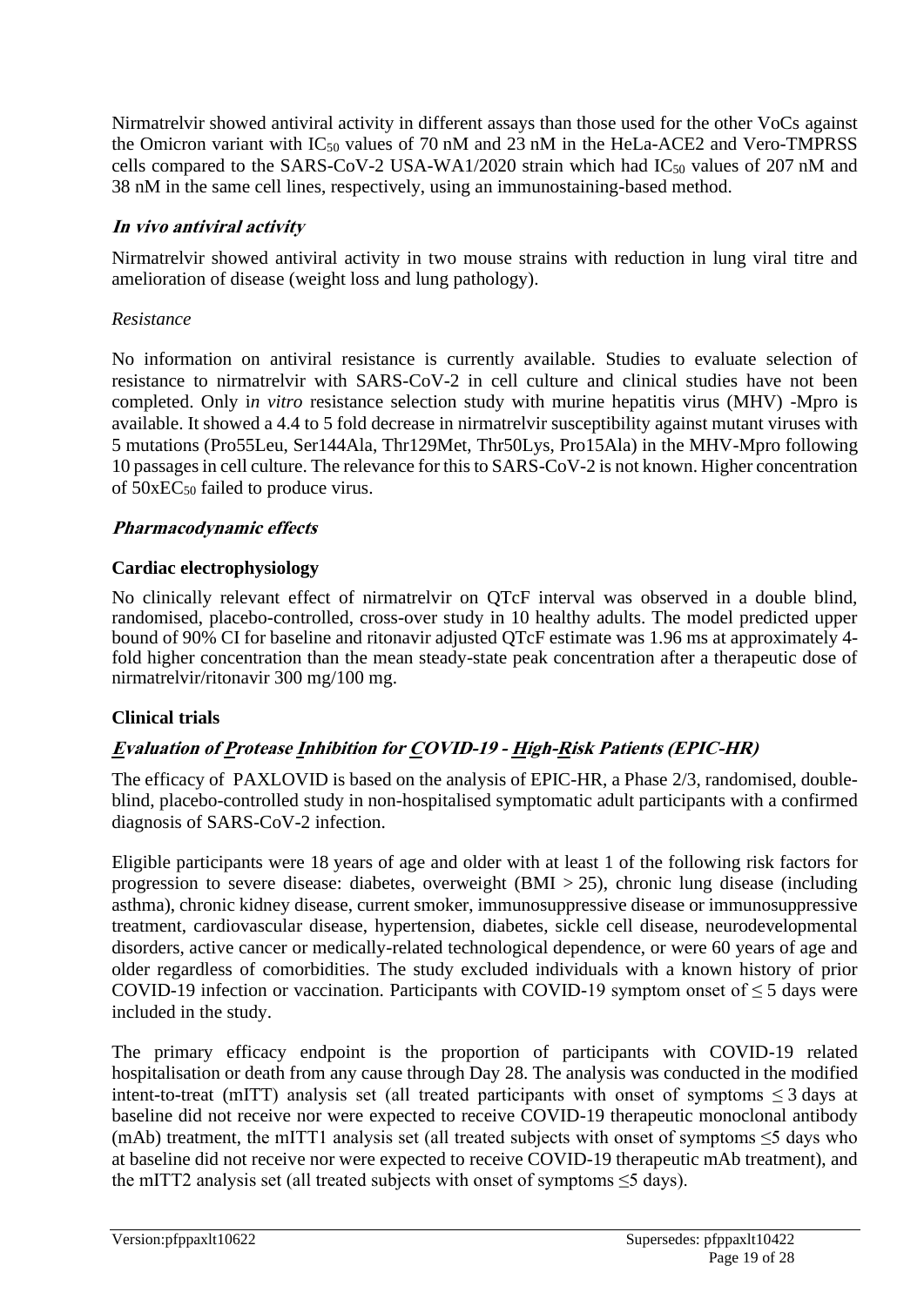Nirmatrelvir showed antiviral activity in different assays than those used for the other VoCs against the Omicron variant with $IC_{50}$ values of 70 nM and 23 nM in the HeLa-ACE2 and Vero-TMPRSS cells compared to the SARS-CoV-2 USA-WA1/2020 strain which had $IC_{50}$ values of 207 nM and 38 nM in the same cell lines, respectively, using an immunostaining-based method.

### *In vivo antiviral activity*

Nirmatrelvir showed antiviral activity in two mouse strains with reduction in lung viral titre and amelioration of disease (weight loss and lung pathology).

*Resistance*

No information on antiviral resistance is currently available. Studies to evaluate selection of resistance to nirmatrelvir with SARS-CoV-2 in cell culture and clinical studies have not been completed. Only i*n vitro* resistance selection study with murine hepatitis virus (MHV) -Mpro is available. It showed a 4.4 to 5 fold decrease in nirmatrelvir susceptibility against mutant viruses with 5 mutations (Pro55Leu, Ser144Ala, Thr129Met, Thr50Lys, Pro15Ala) in the MHV-Mpro following 10 passages in cell culture. The relevance for this to SARS-CoV-2 is not known. Higher concentration of $50xEC_{50}$ failed to produce virus.

### *Pharmacodynamic effects*

**Cardiac electrophysiology**

No clinically relevant effect of nirmatrelvir on QTcF interval was observed in a double blind, randomised, placebo-controlled, cross-over study in 10 healthy adults. The model predicted upper bound of 90% CI for baseline and ritonavir adjusted QTcF estimate was 1.96 ms at approximately 4-fold higher concentration than the mean steady-state peak concentration after a therapeutic dose of nirmatrelvir/ritonavir 300 mg/100 mg.

**Clinical trials**

### *Evaluation of Protease Inhibition for COVID-19 - High-Risk Patients (EPIC-HR)*

The efficacy of PAXLOVID is based on the analysis of EPIC-HR, a Phase 2/3, randomised, double-blind, placebo-controlled study in non-hospitalised symptomatic adult participants with a confirmed diagnosis of SARS-CoV-2 infection.

Eligible participants were 18 years of age and older with at least 1 of the following risk factors for progression to severe disease: diabetes, overweight (BMI > 25), chronic lung disease (including asthma), chronic kidney disease, current smoker, immunosuppressive disease or immunosuppressive treatment, cardiovascular disease, hypertension, diabetes, sickle cell disease, neurodevelopmental disorders, active cancer or medically-related technological dependence, or were 60 years of age and older regardless of comorbidities. The study excluded individuals with a known history of prior COVID-19 infection or vaccination. Participants with COVID-19 symptom onset of ≤ 5 days were included in the study.

The primary efficacy endpoint is the proportion of participants with COVID-19 related hospitalisation or death from any cause through Day 28. The analysis was conducted in the modified intent-to-treat (mITT) analysis set (all treated participants with onset of symptoms ≤ 3 days at baseline did not receive nor were expected to receive COVID-19 therapeutic monoclonal antibody (mAb) treatment, the mITT1 analysis set (all treated subjects with onset of symptoms ≤5 days who at baseline did not receive nor were expected to receive COVID-19 therapeutic mAb treatment), and the mITT2 analysis set (all treated subjects with onset of symptoms ≤5 days).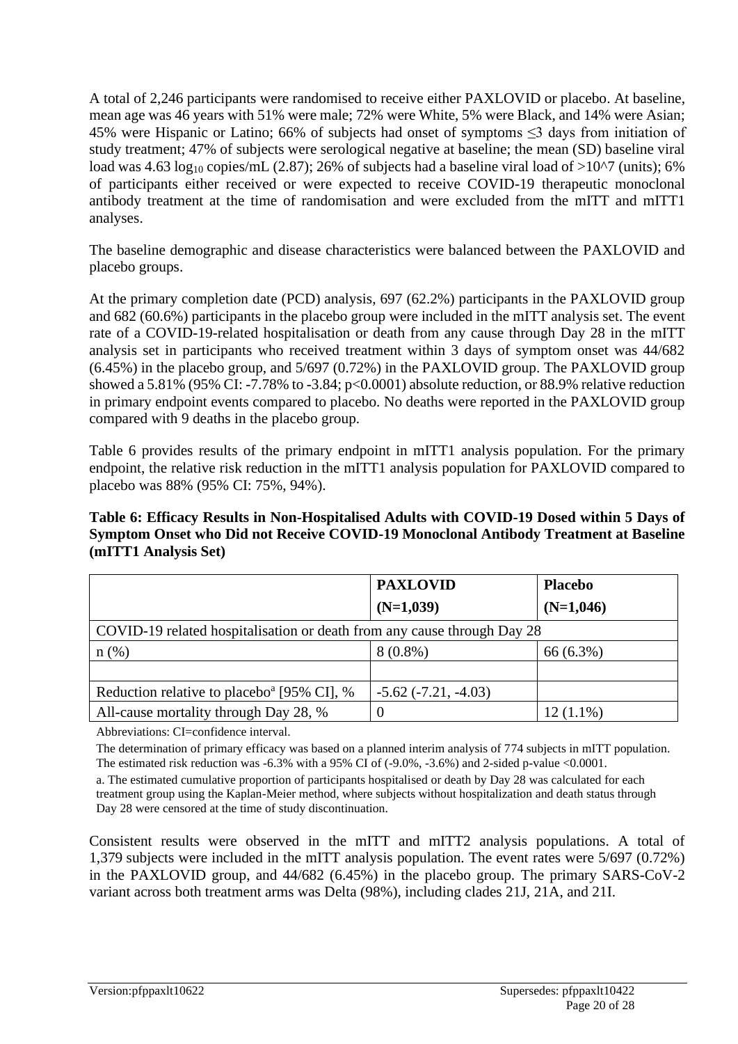A total of 2,246 participants were randomised to receive either PAXLOVID or placebo. At baseline, mean age was 46 years with 51% were male; 72% were White, 5% were Black, and 14% were Asian; 45% were Hispanic or Latino; 66% of subjects had onset of symptoms ≤3 days from initiation of study treatment; 47% of subjects were serological negative at baseline; the mean (SD) baseline viral load was 4.63 $\log_{10}$ copies/mL (2.87); 26% of subjects had a baseline viral load of >10^7 (units); 6% of participants either received or were expected to receive COVID-19 therapeutic monoclonal antibody treatment at the time of randomisation and were excluded from the mITT and mITT1 analyses.

The baseline demographic and disease characteristics were balanced between the PAXLOVID and placebo groups.

At the primary completion date (PCD) analysis, 697 (62.2%) participants in the PAXLOVID group and 682 (60.6%) participants in the placebo group were included in the mITT analysis set. The event rate of a COVID-19-related hospitalisation or death from any cause through Day 28 in the mITT analysis set in participants who received treatment within 3 days of symptom onset was 44/682 (6.45%) in the placebo group, and 5/697 (0.72%) in the PAXLOVID group. The PAXLOVID group showed a 5.81% (95% CI: -7.78% to -3.84; p<0.0001) absolute reduction, or 88.9% relative reduction in primary endpoint events compared to placebo. No deaths were reported in the PAXLOVID group compared with 9 deaths in the placebo group.

Table 6 provides results of the primary endpoint in mITT1 analysis population. For the primary endpoint, the relative risk reduction in the mITT1 analysis population for PAXLOVID compared to placebo was 88% (95% CI: 75%, 94%).

**Table 6: Efficacy Results in Non-Hospitalised Adults with COVID-19 Dosed within 5 Days of Symptom Onset who Did not Receive COVID-19 Monoclonal Antibody Treatment at Baseline (mITT1 Analysis Set)**

| | **PAXLOVID (N=1,039)** | **Placebo (N=1,046)** |
|---|---|---|
| COVID-19 related hospitalisation or death from any cause through Day 28 | | |
| n (%) | 8 (0.8%) | 66 (6.3%) |
| | | |
| Reduction relative to placebo[a] [95% CI], % | -5.62 (-7.21, -4.03) | |
| All-cause mortality through Day 28, % | 0 | 12 (1.1%) |

Abbreviations: CI=confidence interval.

The determination of primary efficacy was based on a planned interim analysis of 774 subjects in mITT population. The estimated risk reduction was -6.3% with a 95% CI of (-9.0%, -3.6%) and 2-sided p-value <0.0001.

a. The estimated cumulative proportion of participants hospitalised or death by Day 28 was calculated for each treatment group using the Kaplan-Meier method, where subjects without hospitalization and death status through Day 28 were censored at the time of study discontinuation.

Consistent results were observed in the mITT and mITT2 analysis populations. A total of 1,379 subjects were included in the mITT analysis population. The event rates were 5/697 (0.72%) in the PAXLOVID group, and 44/682 (6.45%) in the placebo group. The primary SARS-CoV-2 variant across both treatment arms was Delta (98%), including clades 21J, 21A, and 21I.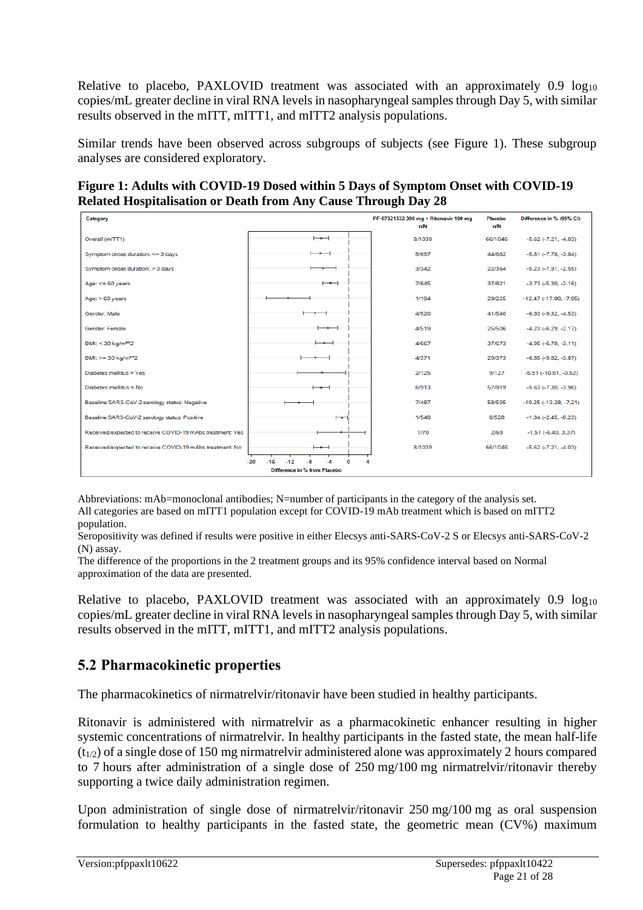Relative to placebo, PAXLOVID treatment was associated with an approximately 0.9 $\log_{10}$ copies/mL greater decline in viral RNA levels in nasopharyngeal samples through Day 5, with similar results observed in the mITT, mITT1, and mITT2 analysis populations.

Similar trends have been observed across subgroups of subjects (see Figure 1). These subgroup analyses are considered exploratory.

**Figure 1: Adults with COVID-19 Dosed within 5 Days of Symptom Onset with COVID-19 Related Hospitalisation or Death from Any Cause Through Day 28**

| Category | PF-07321332 300 mg + Ritonavir 100 mg n/N | Placebo n/N | Difference in % (95% CI) |
|---|---|---|---|
| Overall (mITT1) | 8/1039 | 66/1046 | -5.62 (-7.21, -4.03) |
| Symptom onset duration: <= 3 days | 5/697 | 44/682 | -5.81 (-7.78, -3.84) |
| Symptom onset duration: > 3 days | 3/342 | 22/364 | -5.23 (-7.91, -2.55) |
| Age: <= 60 years | 7/845 | 37/821 | -3.73 (-5.30, -2.16) |
| Age: > 60 years | 1/194 | 29/225 | -12.47 (-17.00, -7.95) |
| Gender: Male | 4/520 | 41/540 | -6.93 (-9.32, -4.53) |
| Gender: Female | 4/519 | 25/506 | -4.23 (-6.29, -2.17) |
| BMI: < 30 kg/m**2 | 4/667 | 37/673 | -4.95 (-6.79, -3.11) |
| BMI: >= 30 kg/m**2 | 4/371 | 29/373 | -6.85 (-9.82, -3.87) |
| Diabetes mellitus = Yes | 2/125 | 9/127 | -5.51 (-10.51, -0.52) |
| Diabetes mellitus = No | 6/913 | 57/919 | -5.63 (-7.30, -3.96) |
| Baseline SARS-CoV-2 serology status: Negative | 7/487 | 58/505 | -10.25 (-13.28, -7.21) |
| Baseline SARS-CoV-2 serology status: Positive | 1/540 | 8/528 | -1.34 (-2.45, -0.23) |
| Received/expected to receive COVID-19 mAbs treatment: Yes | 1/70 | 2/69 | -1.51 (-6.40, 3.37) |
| Received/expected to receive COVID-19 mAbs treatment: No | 8/1039 | 66/1046 | -5.62 (-7.21, -4.03) |

Difference in % from Placebo (axis: -20, -16, -12, -8, -4, 0, 4)

Abbreviations: mAb=monoclonal antibodies; N=number of participants in the category of the analysis set.
All categories are based on mITT1 population except for COVID-19 mAb treatment which is based on mITT2 population.
Seropositivity was defined if results were positive in either Elecsys anti-SARS-CoV-2 S or Elecsys anti-SARS-CoV-2 (N) assay.
The difference of the proportions in the 2 treatment groups and its 95% confidence interval based on Normal approximation of the data are presented.

Relative to placebo, PAXLOVID treatment was associated with an approximately 0.9 $\log_{10}$ copies/mL greater decline in viral RNA levels in nasopharyngeal samples through Day 5, with similar results observed in the mITT, mITT1, and mITT2 analysis populations.

## 5.2 Pharmacokinetic properties

The pharmacokinetics of nirmatrelvir/ritonavir have been studied in healthy participants.

Ritonavir is administered with nirmatrelvir as a pharmacokinetic enhancer resulting in higher systemic concentrations of nirmatrelvir. In healthy participants in the fasted state, the mean half-life ($t_{1/2}$) of a single dose of 150 mg nirmatrelvir administered alone was approximately 2 hours compared to 7 hours after administration of a single dose of 250 mg/100 mg nirmatrelvir/ritonavir thereby supporting a twice daily administration regimen.

Upon administration of single dose of nirmatrelvir/ritonavir 250 mg/100 mg as oral suspension formulation to healthy participants in the fasted state, the geometric mean (CV%) maximum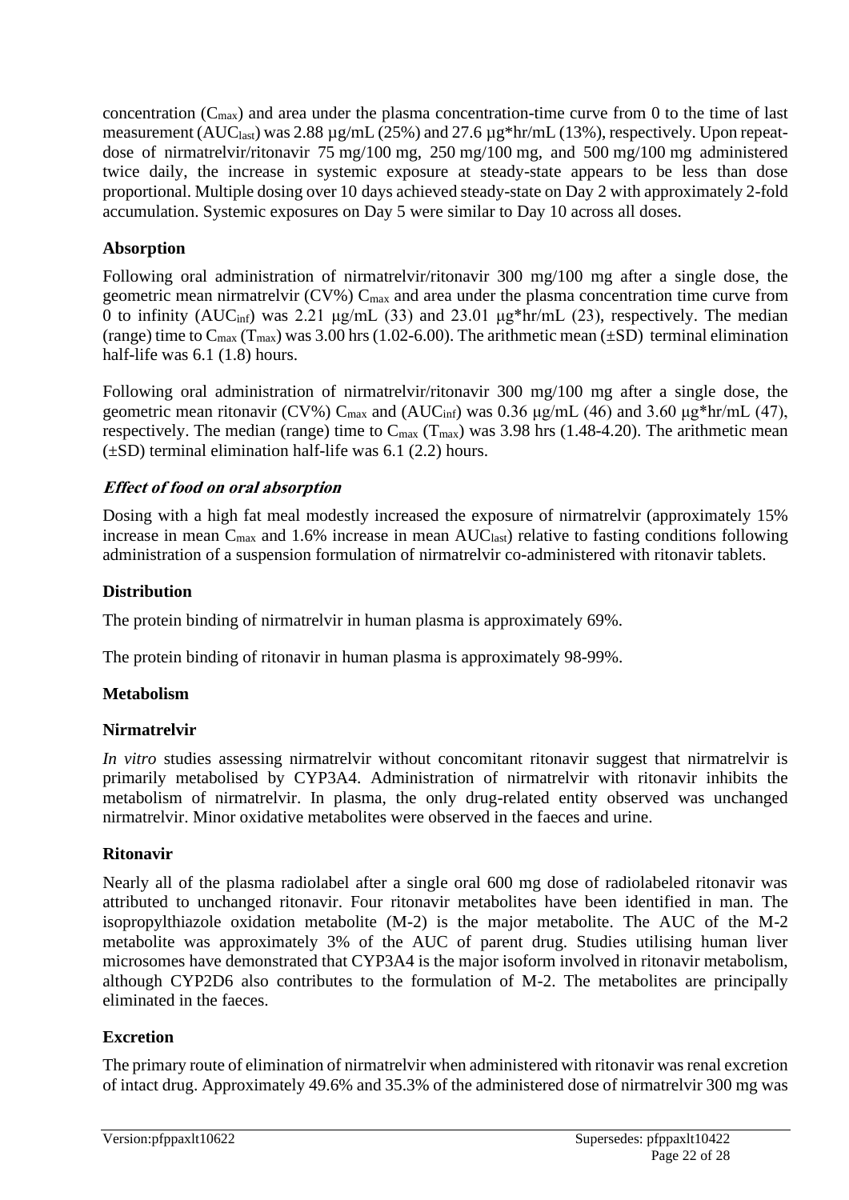concentration ($C_{max}$) and area under the plasma concentration-time curve from 0 to the time of last measurement ($AUC_{last}$) was 2.88 µg/mL (25%) and 27.6 µg*hr/mL (13%), respectively. Upon repeat-dose of nirmatrelvir/ritonavir 75 mg/100 mg, 250 mg/100 mg, and 500 mg/100 mg administered twice daily, the increase in systemic exposure at steady-state appears to be less than dose proportional. Multiple dosing over 10 days achieved steady-state on Day 2 with approximately 2-fold accumulation. Systemic exposures on Day 5 were similar to Day 10 across all doses.

**Absorption**

Following oral administration of nirmatrelvir/ritonavir 300 mg/100 mg after a single dose, the geometric mean nirmatrelvir (CV%) $C_{max}$ and area under the plasma concentration time curve from 0 to infinity ($AUC_{inf}$) was 2.21 μg/mL (33) and 23.01 μg*hr/mL (23), respectively. The median (range) time to $C_{max}$ ($T_{max}$) was 3.00 hrs (1.02-6.00). The arithmetic mean (±SD) terminal elimination half-life was 6.1 (1.8) hours.

Following oral administration of nirmatrelvir/ritonavir 300 mg/100 mg after a single dose, the geometric mean ritonavir (CV%) $C_{max}$ and ($AUC_{inf}$) was 0.36 μg/mL (46) and 3.60 μg*hr/mL (47), respectively. The median (range) time to $C_{max}$ ($T_{max}$) was 3.98 hrs (1.48-4.20). The arithmetic mean (±SD) terminal elimination half-life was 6.1 (2.2) hours.

***Effect of food on oral absorption***

Dosing with a high fat meal modestly increased the exposure of nirmatrelvir (approximately 15% increase in mean $C_{max}$ and 1.6% increase in mean $AUC_{last}$) relative to fasting conditions following administration of a suspension formulation of nirmatrelvir co-administered with ritonavir tablets.

**Distribution**

The protein binding of nirmatrelvir in human plasma is approximately 69%.

The protein binding of ritonavir in human plasma is approximately 98-99%.

**Metabolism**

**Nirmatrelvir**

*In vitro* studies assessing nirmatrelvir without concomitant ritonavir suggest that nirmatrelvir is primarily metabolised by CYP3A4. Administration of nirmatrelvir with ritonavir inhibits the metabolism of nirmatrelvir. In plasma, the only drug-related entity observed was unchanged nirmatrelvir. Minor oxidative metabolites were observed in the faeces and urine.

**Ritonavir**

Nearly all of the plasma radiolabel after a single oral 600 mg dose of radiolabeled ritonavir was attributed to unchanged ritonavir. Four ritonavir metabolites have been identified in man. The isopropylthiazole oxidation metabolite (M-2) is the major metabolite. The AUC of the M-2 metabolite was approximately 3% of the AUC of parent drug. Studies utilising human liver microsomes have demonstrated that CYP3A4 is the major isoform involved in ritonavir metabolism, although CYP2D6 also contributes to the formulation of M-2. The metabolites are principally eliminated in the faeces.

**Excretion**

The primary route of elimination of nirmatrelvir when administered with ritonavir was renal excretion of intact drug. Approximately 49.6% and 35.3% of the administered dose of nirmatrelvir 300 mg was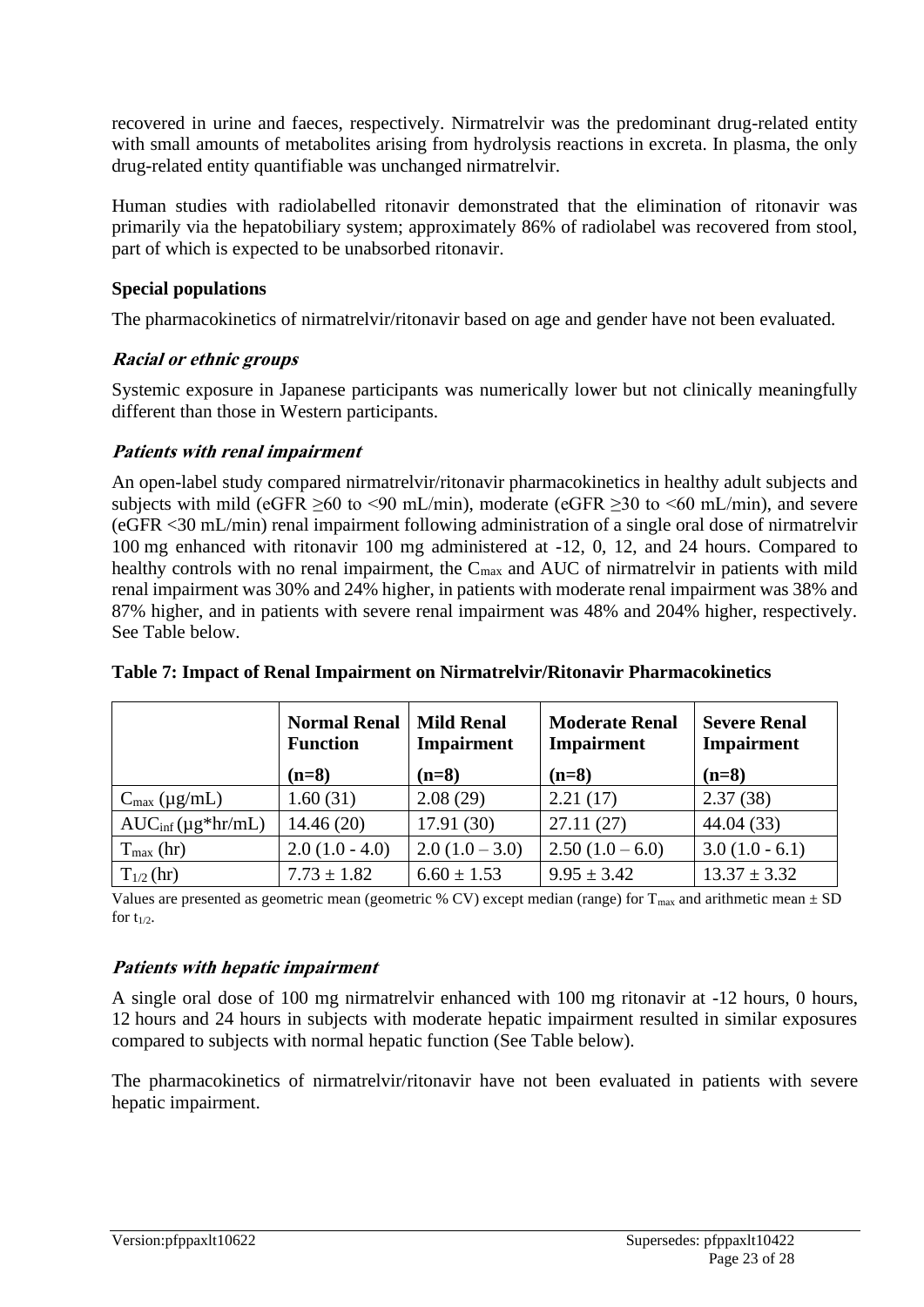recovered in urine and faeces, respectively. Nirmatrelvir was the predominant drug-related entity with small amounts of metabolites arising from hydrolysis reactions in excreta. In plasma, the only drug-related entity quantifiable was unchanged nirmatrelvir.

Human studies with radiolabelled ritonavir demonstrated that the elimination of ritonavir was primarily via the hepatobiliary system; approximately 86% of radiolabel was recovered from stool, part of which is expected to be unabsorbed ritonavir.

**Special populations**

The pharmacokinetics of nirmatrelvir/ritonavir based on age and gender have not been evaluated.

***Racial or ethnic groups***

Systemic exposure in Japanese participants was numerically lower but not clinically meaningfully different than those in Western participants.

***Patients with renal impairment***

An open-label study compared nirmatrelvir/ritonavir pharmacokinetics in healthy adult subjects and subjects with mild (eGFR ≥60 to <90 mL/min), moderate (eGFR ≥30 to <60 mL/min), and severe (eGFR <30 mL/min) renal impairment following administration of a single oral dose of nirmatrelvir 100 mg enhanced with ritonavir 100 mg administered at -12, 0, 12, and 24 hours. Compared to healthy controls with no renal impairment, the $C_{max}$ and AUC of nirmatrelvir in patients with mild renal impairment was 30% and 24% higher, in patients with moderate renal impairment was 38% and 87% higher, and in patients with severe renal impairment was 48% and 204% higher, respectively. See Table below.

**Table 7: Impact of Renal Impairment on Nirmatrelvir/Ritonavir Pharmacokinetics**

| | **Normal Renal Function (n=8)** | **Mild Renal Impairment (n=8)** | **Moderate Renal Impairment (n=8)** | **Severe Renal Impairment (n=8)** |
|---|---|---|---|---|
| $C_{max}$ (µg/mL) | 1.60 (31) | 2.08 (29) | 2.21 (17) | 2.37 (38) |
| $AUC_{inf}$ (µg*hr/mL) | 14.46 (20) | 17.91 (30) | 27.11 (27) | 44.04 (33) |
| $T_{max}$ (hr) | 2.0 (1.0 - 4.0) | 2.0 (1.0 – 3.0) | 2.50 (1.0 – 6.0) | 3.0 (1.0 - 6.1) |
| $T_{1/2}$ (hr) | 7.73 ± 1.82 | 6.60 ± 1.53 | 9.95 ± 3.42 | 13.37 ± 3.32 |

Values are presented as geometric mean (geometric % CV) except median (range) for $T_{max}$ and arithmetic mean ± SD for $t_{1/2}$.

***Patients with hepatic impairment***

A single oral dose of 100 mg nirmatrelvir enhanced with 100 mg ritonavir at -12 hours, 0 hours, 12 hours and 24 hours in subjects with moderate hepatic impairment resulted in similar exposures compared to subjects with normal hepatic function (See Table below).

The pharmacokinetics of nirmatrelvir/ritonavir have not been evaluated in patients with severe hepatic impairment.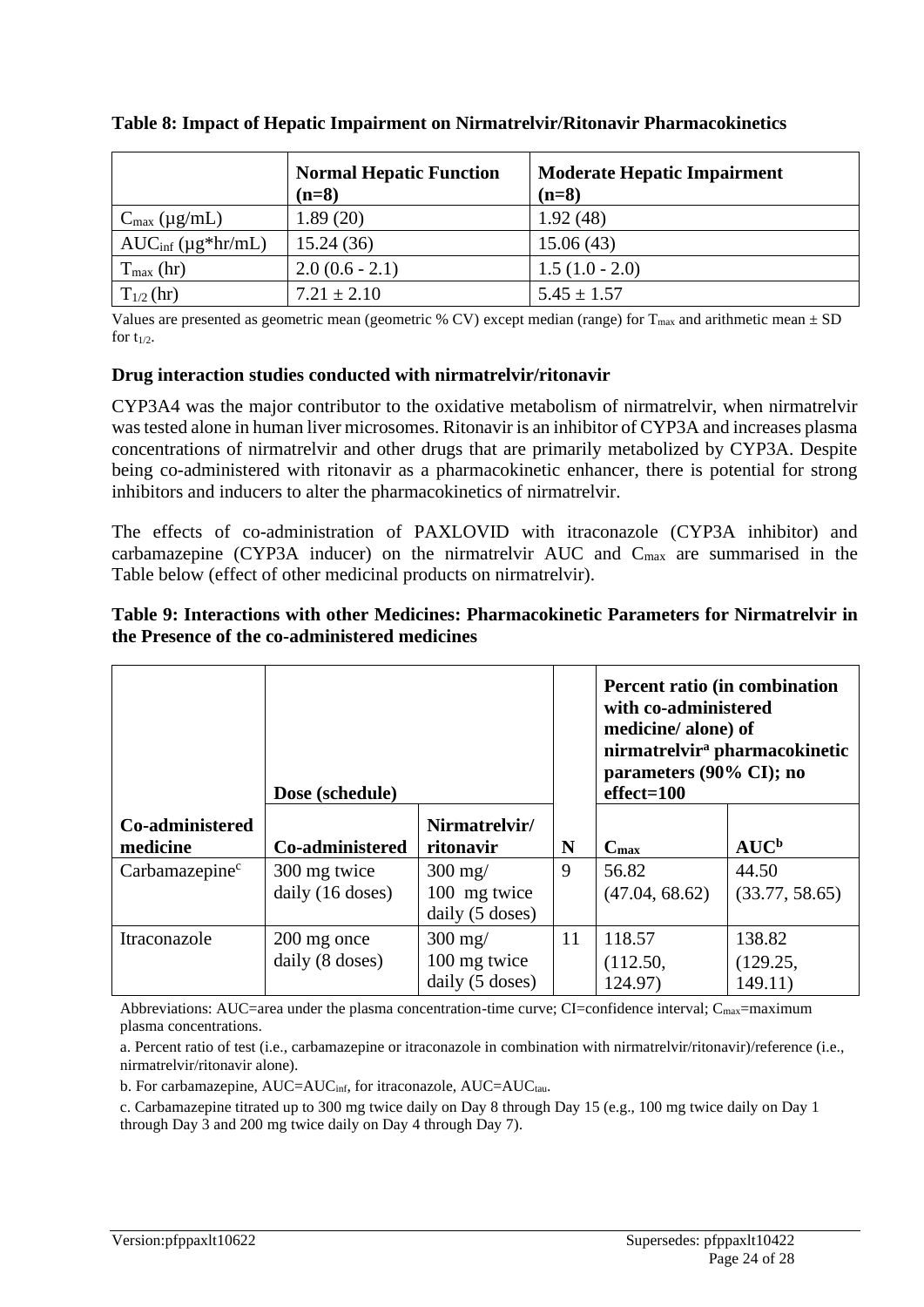**Table 8: Impact of Hepatic Impairment on Nirmatrelvir/Ritonavir Pharmacokinetics**

| | **Normal Hepatic Function (n=8)** | **Moderate Hepatic Impairment (n=8)** |
|---|---|---|
| $C_{max}$ (μg/mL) | 1.89 (20) | 1.92 (48) |
| $AUC_{inf}$ (μg*hr/mL) | 15.24 (36) | 15.06 (43) |
| $T_{max}$ (hr) | 2.0 (0.6 - 2.1) | 1.5 (1.0 - 2.0) |
| $T_{1/2}$ (hr) | 7.21 ± 2.10 | 5.45 ± 1.57 |

Values are presented as geometric mean (geometric % CV) except median (range) for $T_{max}$ and arithmetic mean ± SD for $t_{1/2}$.

**Drug interaction studies conducted with nirmatrelvir/ritonavir**

CYP3A4 was the major contributor to the oxidative metabolism of nirmatrelvir, when nirmatrelvir was tested alone in human liver microsomes. Ritonavir is an inhibitor of CYP3A and increases plasma concentrations of nirmatrelvir and other drugs that are primarily metabolized by CYP3A. Despite being co-administered with ritonavir as a pharmacokinetic enhancer, there is potential for strong inhibitors and inducers to alter the pharmacokinetics of nirmatrelvir.

The effects of co-administration of PAXLOVID with itraconazole (CYP3A inhibitor) and carbamazepine (CYP3A inducer) on the nirmatrelvir AUC and $C_{max}$ are summarised in the Table below (effect of other medicinal products on nirmatrelvir).

**Table 9: Interactions with other Medicines: Pharmacokinetic Parameters for Nirmatrelvir in the Presence of the co-administered medicines**

| | **Dose (schedule)** | | | **Percent ratio (in combination with co-administered medicine/ alone) of nirmatrelvir[a] pharmacokinetic parameters (90% CI); no effect=100** | |
|---|---|---|---|---|---|
| **Co-administered medicine** | **Co-administered** | **Nirmatrelvir/ ritonavir** | **N** | $C_{max}$ | **AUC[b]** |
| Carbamazepine[c] | 300 mg twice daily (16 doses) | 300 mg/ 100 mg twice daily (5 doses) | 9 | 56.82 (47.04, 68.62) | 44.50 (33.77, 58.65) |
| Itraconazole | 200 mg once daily (8 doses) | 300 mg/ 100 mg twice daily (5 doses) | 11 | 118.57 (112.50, 124.97) | 138.82 (129.25, 149.11) |

Abbreviations: AUC=area under the plasma concentration-time curve; CI=confidence interval; $C_{max}$=maximum plasma concentrations.

a. Percent ratio of test (i.e., carbamazepine or itraconazole in combination with nirmatrelvir/ritonavir)/reference (i.e., nirmatrelvir/ritonavir alone).

b. For carbamazepine, AUC=$AUC_{inf}$, for itraconazole, AUC=$AUC_{tau}$.

c. Carbamazepine titrated up to 300 mg twice daily on Day 8 through Day 15 (e.g., 100 mg twice daily on Day 1 through Day 3 and 200 mg twice daily on Day 4 through Day 7).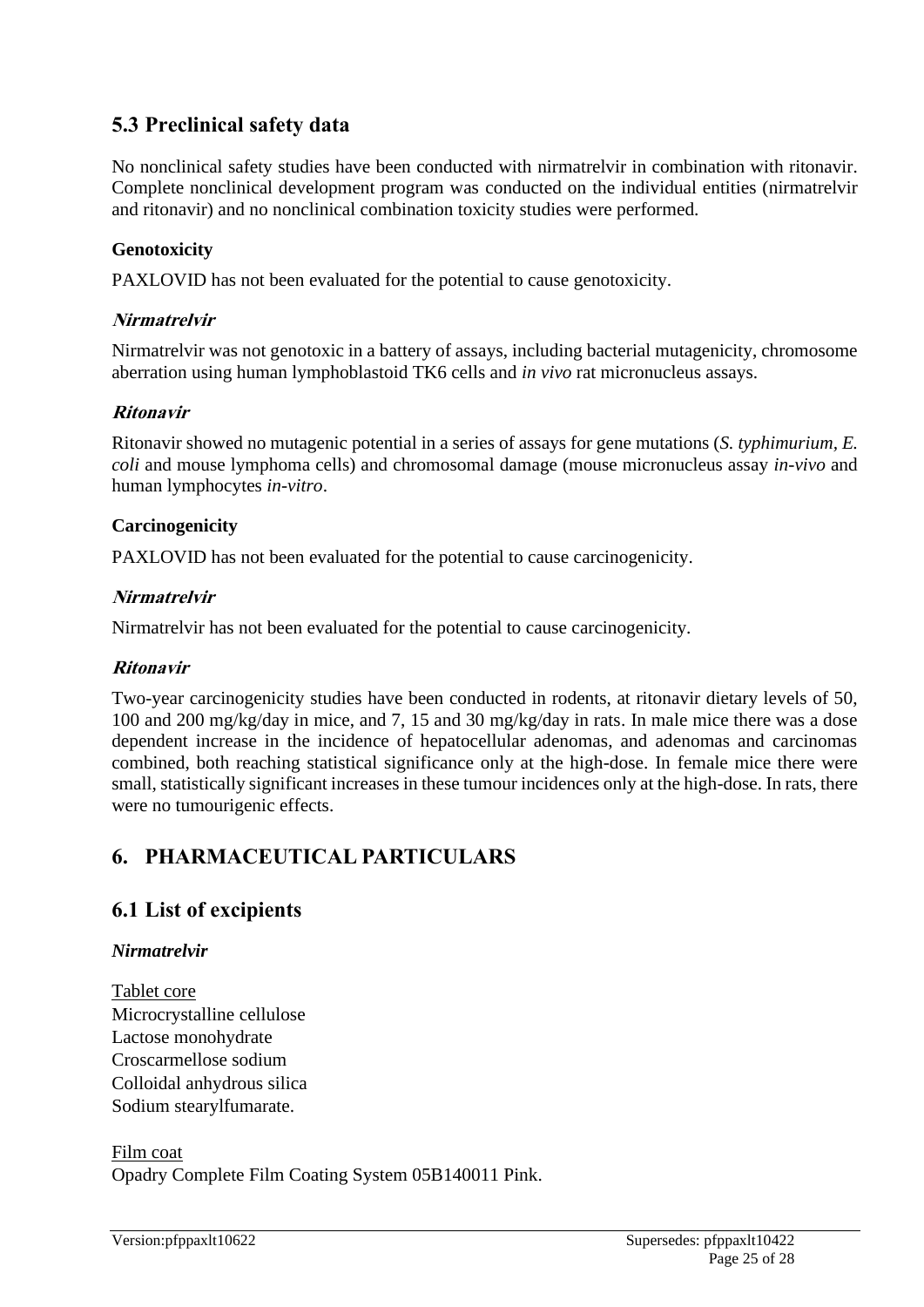## 5.3 Preclinical safety data

No nonclinical safety studies have been conducted with nirmatrelvir in combination with ritonavir. Complete nonclinical development program was conducted on the individual entities (nirmatrelvir and ritonavir) and no nonclinical combination toxicity studies were performed.

**Genotoxicity**

PAXLOVID has not been evaluated for the potential to cause genotoxicity.

***Nirmatrelvir***

Nirmatrelvir was not genotoxic in a battery of assays, including bacterial mutagenicity, chromosome aberration using human lymphoblastoid TK6 cells and *in vivo* rat micronucleus assays.

***Ritonavir***

Ritonavir showed no mutagenic potential in a series of assays for gene mutations (*S. typhimurium, E. coli* and mouse lymphoma cells) and chromosomal damage (mouse micronucleus assay *in-vivo* and human lymphocytes *in-vitro*.

**Carcinogenicity**

PAXLOVID has not been evaluated for the potential to cause carcinogenicity.

***Nirmatrelvir***

Nirmatrelvir has not been evaluated for the potential to cause carcinogenicity.

***Ritonavir***

Two-year carcinogenicity studies have been conducted in rodents, at ritonavir dietary levels of 50, 100 and 200 mg/kg/day in mice, and 7, 15 and 30 mg/kg/day in rats. In male mice there was a dose dependent increase in the incidence of hepatocellular adenomas, and adenomas and carcinomas combined, both reaching statistical significance only at the high-dose. In female mice there were small, statistically significant increases in these tumour incidences only at the high-dose. In rats, there were no tumourigenic effects.

# 6. PHARMACEUTICAL PARTICULARS

## 6.1 List of excipients

***Nirmatrelvir***

Tablet core
Microcrystalline cellulose
Lactose monohydrate
Croscarmellose sodium
Colloidal anhydrous silica
Sodium stearylfumarate.

Film coat
Opadry Complete Film Coating System 05B140011 Pink.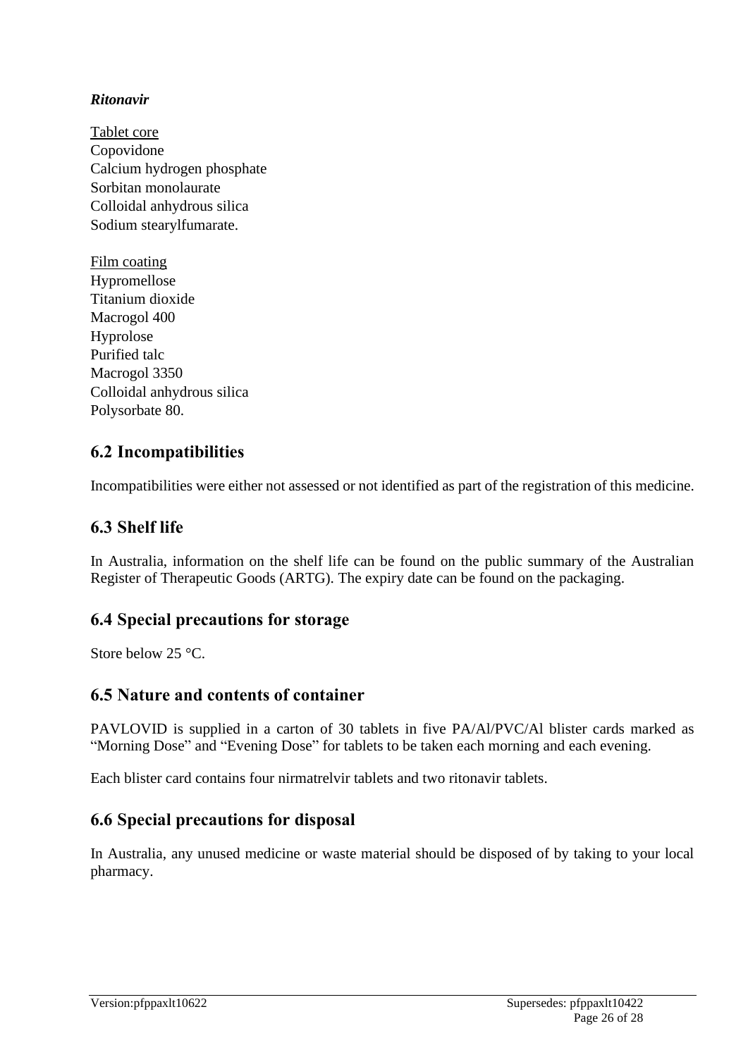*Ritonavir*

Tablet core
Copovidone
Calcium hydrogen phosphate
Sorbitan monolaurate
Colloidal anhydrous silica
Sodium stearylfumarate.

Film coating
Hypromellose
Titanium dioxide
Macrogol 400
Hyprolose
Purified talc
Macrogol 3350
Colloidal anhydrous silica
Polysorbate 80.

## 6.2 Incompatibilities

Incompatibilities were either not assessed or not identified as part of the registration of this medicine.

## 6.3 Shelf life

In Australia, information on the shelf life can be found on the public summary of the Australian Register of Therapeutic Goods (ARTG). The expiry date can be found on the packaging.

## 6.4 Special precautions for storage

Store below 25 °C.

## 6.5 Nature and contents of container

PAVLOVID is supplied in a carton of 30 tablets in five PA/Al/PVC/Al blister cards marked as "Morning Dose" and "Evening Dose" for tablets to be taken each morning and each evening.

Each blister card contains four nirmatrelvir tablets and two ritonavir tablets.

## 6.6 Special precautions for disposal

In Australia, any unused medicine or waste material should be disposed of by taking to your local pharmacy.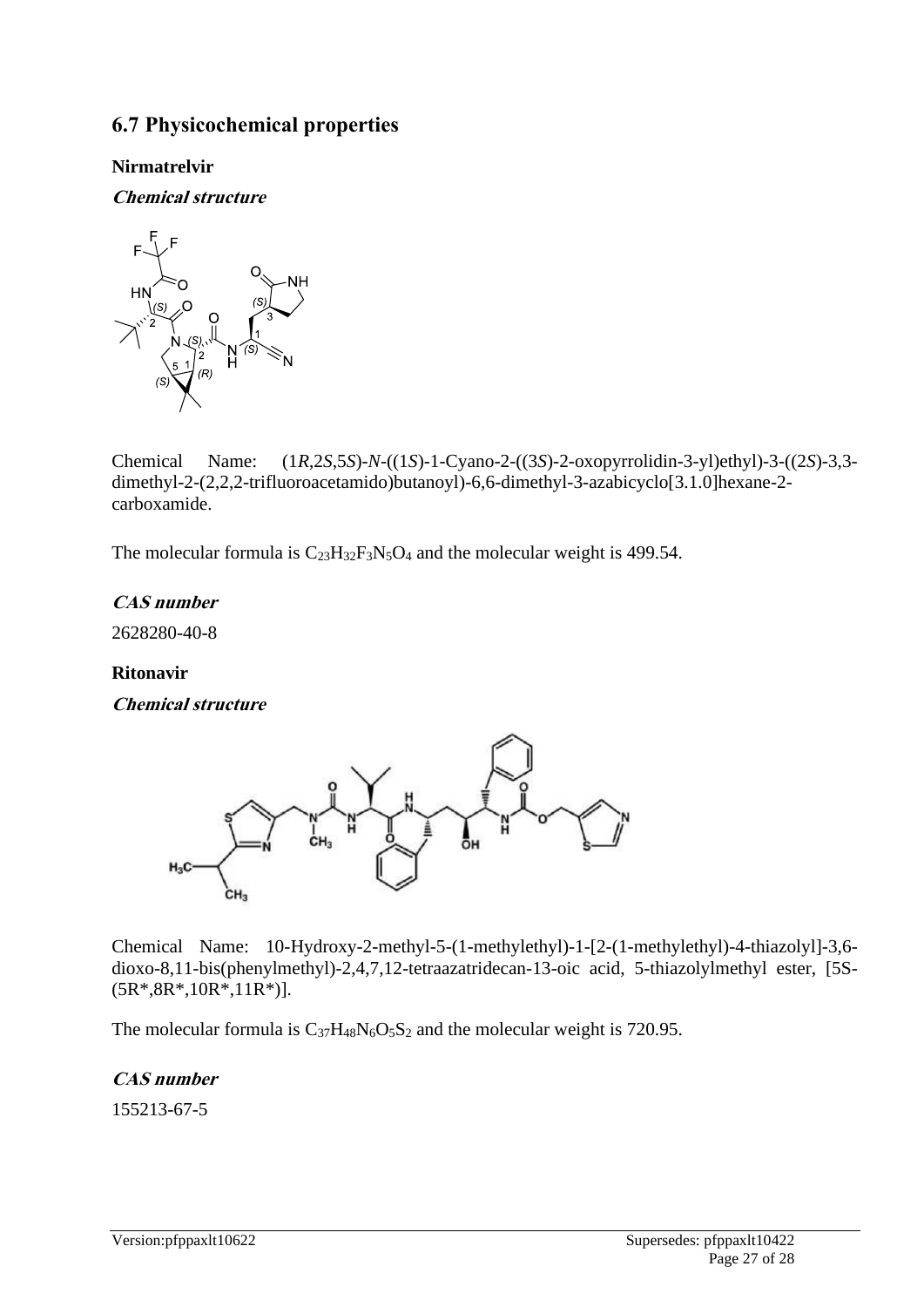## 6.7 Physicochemical properties

**Nirmatrelvir**

***Chemical structure***

Chemical Name: (1*R*,2*S*,5*S*)-*N*-((1*S*)-1-Cyano-2-((3*S*)-2-oxopyrrolidin-3-yl)ethyl)-3-((2*S*)-3,3-dimethyl-2-(2,2,2-trifluoroacetamido)butanoyl)-6,6-dimethyl-3-azabicyclo[3.1.0]hexane-2-carboxamide.

The molecular formula is $C_{23}H_{32}F_3N_5O_4$ and the molecular weight is 499.54.

***CAS number***

2628280-40-8

**Ritonavir**

***Chemical structure***

Chemical Name: 10-Hydroxy-2-methyl-5-(1-methylethyl)-1-[2-(1-methylethyl)-4-thiazolyl]-3,6-dioxo-8,11-bis(phenylmethyl)-2,4,7,12-tetraazatridecan-13-oic acid, 5-thiazolylmethyl ester, [5S-(5R*,8R*,10R*,11R*)].

The molecular formula is $C_{37}H_{48}N_6O_5S_2$ and the molecular weight is 720.95.

***CAS number***

155213-67-5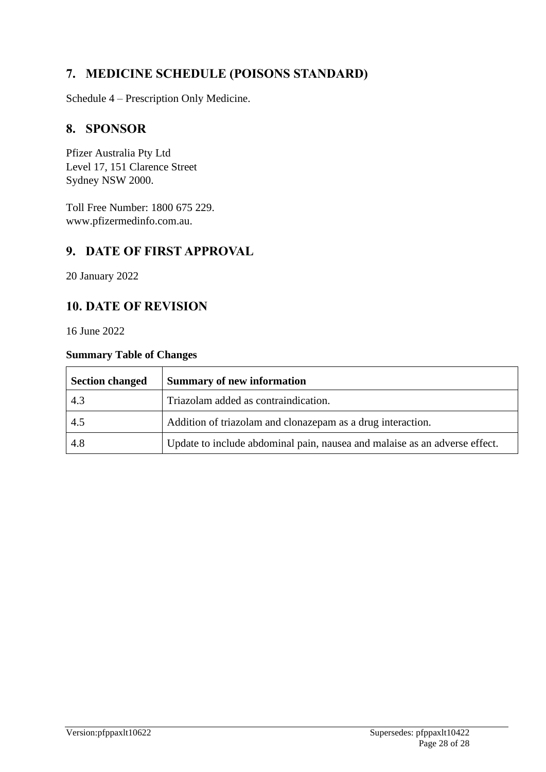## 7. MEDICINE SCHEDULE (POISONS STANDARD)

Schedule 4 – Prescription Only Medicine.

## 8. SPONSOR

Pfizer Australia Pty Ltd
Level 17, 151 Clarence Street
Sydney NSW 2000.

Toll Free Number: 1800 675 229.
www.pfizermedinfo.com.au.

## 9. DATE OF FIRST APPROVAL

20 January 2022

## 10. DATE OF REVISION

16 June 2022

**Summary Table of Changes**

| Section changed | Summary of new information |
|---|---|
| 4.3 | Triazolam added as contraindication. |
| 4.5 | Addition of triazolam and clonazepam as a drug interaction. |
| 4.8 | Update to include abdominal pain, nausea and malaise as an adverse effect. |

Version:pfppaxlt10622 Supersedes: pfppaxlt10422